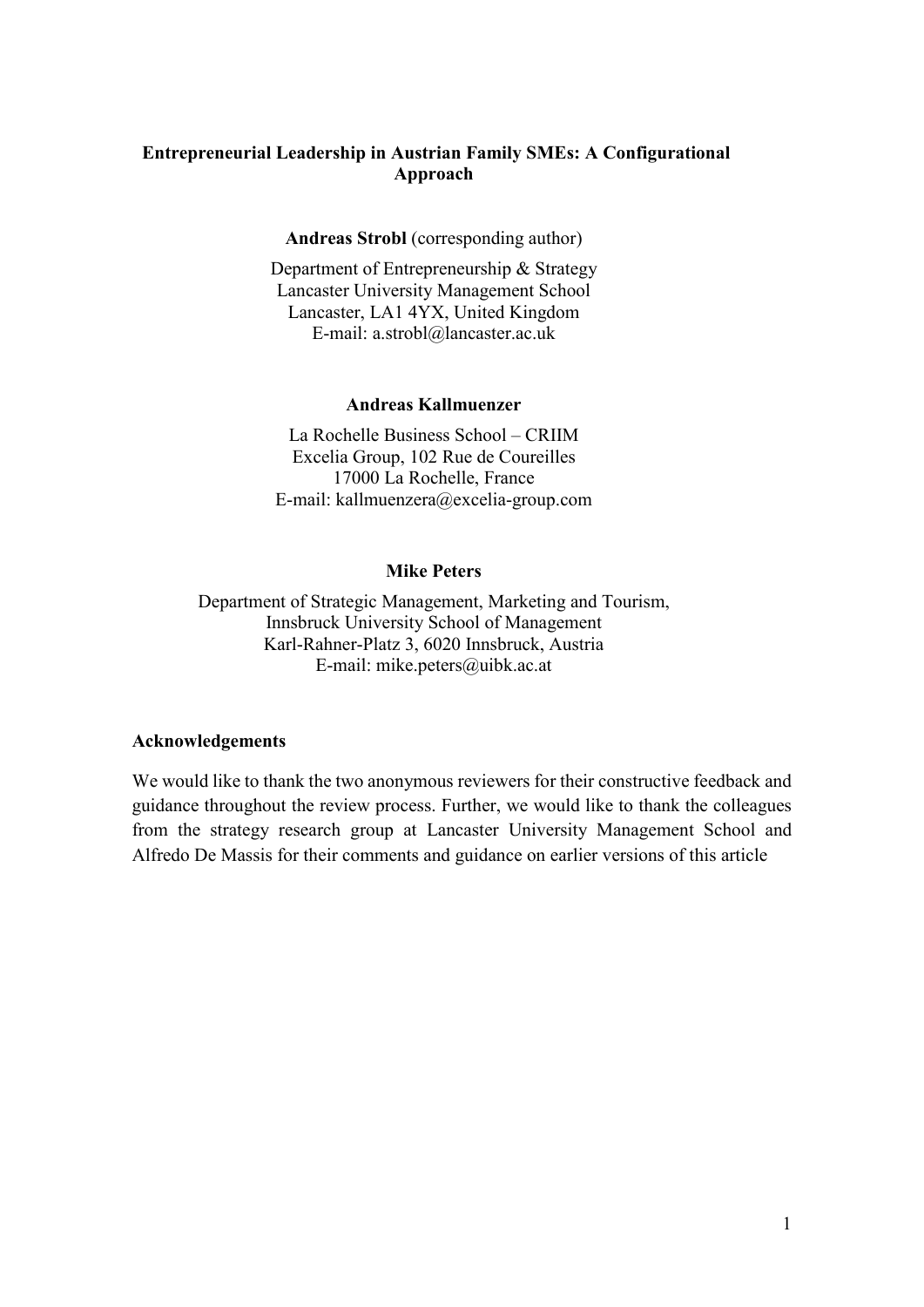# Entrepreneurial Leadership in Austrian Family SMEs: A Configurational Approach

**Andreas Strobl** (corresponding author)

Department of Entrepreneurship & Strategy
Lancaster University Management School
Lancaster, LA1 4YX, United Kingdom
E-mail: a.strobl@lancaster.ac.uk

**Andreas Kallmuenzer**

La Rochelle Business School – CRIIM
Excelia Group, 102 Rue de Coureilles
17000 La Rochelle, France
E-mail: kallmuenzera@excelia-group.com

**Mike Peters**

Department of Strategic Management, Marketing and Tourism,
Innsbruck University School of Management
Karl-Rahner-Platz 3, 6020 Innsbruck, Austria
E-mail: mike.peters@uibk.ac.at

**Acknowledgements**

We would like to thank the two anonymous reviewers for their constructive feedback and guidance throughout the review process. Further, we would like to thank the colleagues from the strategy research group at Lancaster University Management School and Alfredo De Massis for their comments and guidance on earlier versions of this article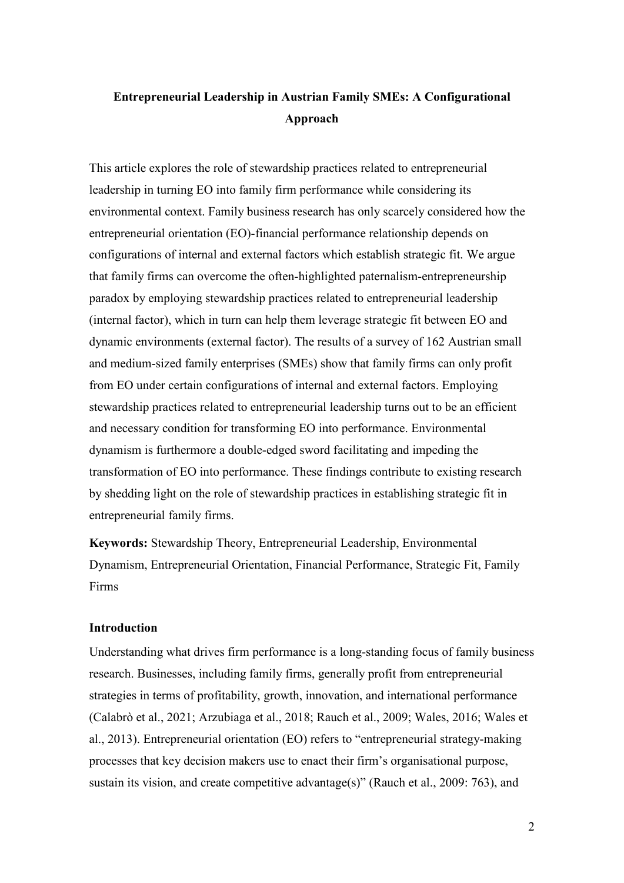**Entrepreneurial Leadership in Austrian Family SMEs: A Configurational Approach**

This article explores the role of stewardship practices related to entrepreneurial leadership in turning EO into family firm performance while considering its environmental context. Family business research has only scarcely considered how the entrepreneurial orientation (EO)-financial performance relationship depends on configurations of internal and external factors which establish strategic fit. We argue that family firms can overcome the often-highlighted paternalism-entrepreneurship paradox by employing stewardship practices related to entrepreneurial leadership (internal factor), which in turn can help them leverage strategic fit between EO and dynamic environments (external factor). The results of a survey of 162 Austrian small and medium-sized family enterprises (SMEs) show that family firms can only profit from EO under certain configurations of internal and external factors. Employing stewardship practices related to entrepreneurial leadership turns out to be an efficient and necessary condition for transforming EO into performance. Environmental dynamism is furthermore a double-edged sword facilitating and impeding the transformation of EO into performance. These findings contribute to existing research by shedding light on the role of stewardship practices in establishing strategic fit in entrepreneurial family firms.

**Keywords:** Stewardship Theory, Entrepreneurial Leadership, Environmental Dynamism, Entrepreneurial Orientation, Financial Performance, Strategic Fit, Family Firms

**Introduction**

Understanding what drives firm performance is a long-standing focus of family business research. Businesses, including family firms, generally profit from entrepreneurial strategies in terms of profitability, growth, innovation, and international performance (Calabrò et al., 2021; Arzubiaga et al., 2018; Rauch et al., 2009; Wales, 2016; Wales et al., 2013). Entrepreneurial orientation (EO) refers to "entrepreneurial strategy-making processes that key decision makers use to enact their firm's organisational purpose, sustain its vision, and create competitive advantage(s)" (Rauch et al., 2009: 763), and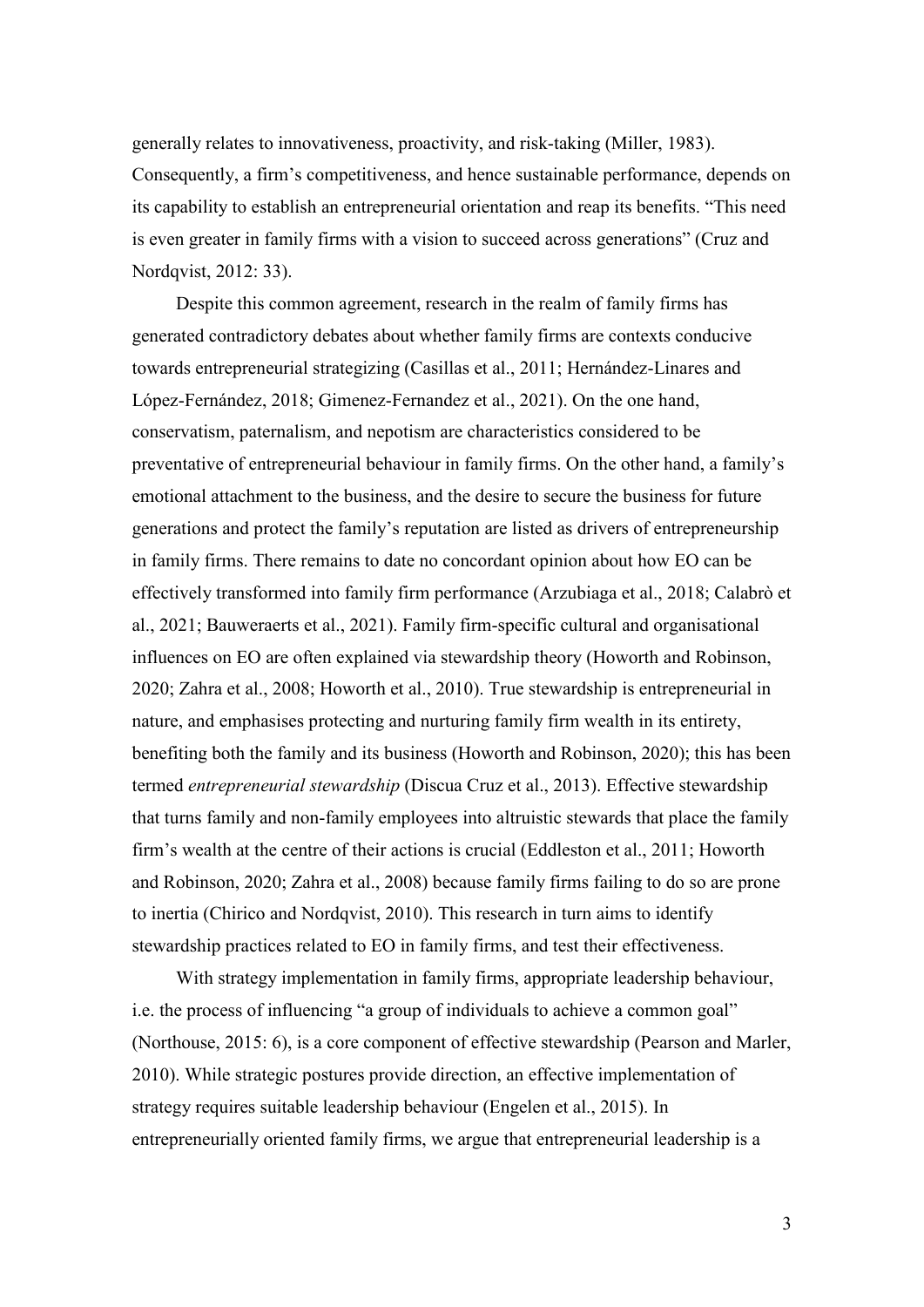generally relates to innovativeness, proactivity, and risk-taking (Miller, 1983). Consequently, a firm's competitiveness, and hence sustainable performance, depends on its capability to establish an entrepreneurial orientation and reap its benefits. "This need is even greater in family firms with a vision to succeed across generations" (Cruz and Nordqvist, 2012: 33).

Despite this common agreement, research in the realm of family firms has generated contradictory debates about whether family firms are contexts conducive towards entrepreneurial strategizing (Casillas et al., 2011; Hernández-Linares and López-Fernández, 2018; Gimenez-Fernandez et al., 2021). On the one hand, conservatism, paternalism, and nepotism are characteristics considered to be preventative of entrepreneurial behaviour in family firms. On the other hand, a family's emotional attachment to the business, and the desire to secure the business for future generations and protect the family's reputation are listed as drivers of entrepreneurship in family firms. There remains to date no concordant opinion about how EO can be effectively transformed into family firm performance (Arzubiaga et al., 2018; Calabrò et al., 2021; Bauweraerts et al., 2021). Family firm-specific cultural and organisational influences on EO are often explained via stewardship theory (Howorth and Robinson, 2020; Zahra et al., 2008; Howorth et al., 2010). True stewardship is entrepreneurial in nature, and emphasises protecting and nurturing family firm wealth in its entirety, benefiting both the family and its business (Howorth and Robinson, 2020); this has been termed *entrepreneurial stewardship* (Discua Cruz et al., 2013). Effective stewardship that turns family and non-family employees into altruistic stewards that place the family firm's wealth at the centre of their actions is crucial (Eddleston et al., 2011; Howorth and Robinson, 2020; Zahra et al., 2008) because family firms failing to do so are prone to inertia (Chirico and Nordqvist, 2010). This research in turn aims to identify stewardship practices related to EO in family firms, and test their effectiveness.

With strategy implementation in family firms, appropriate leadership behaviour, i.e. the process of influencing "a group of individuals to achieve a common goal" (Northouse, 2015: 6), is a core component of effective stewardship (Pearson and Marler, 2010). While strategic postures provide direction, an effective implementation of strategy requires suitable leadership behaviour (Engelen et al., 2015). In entrepreneurially oriented family firms, we argue that entrepreneurial leadership is a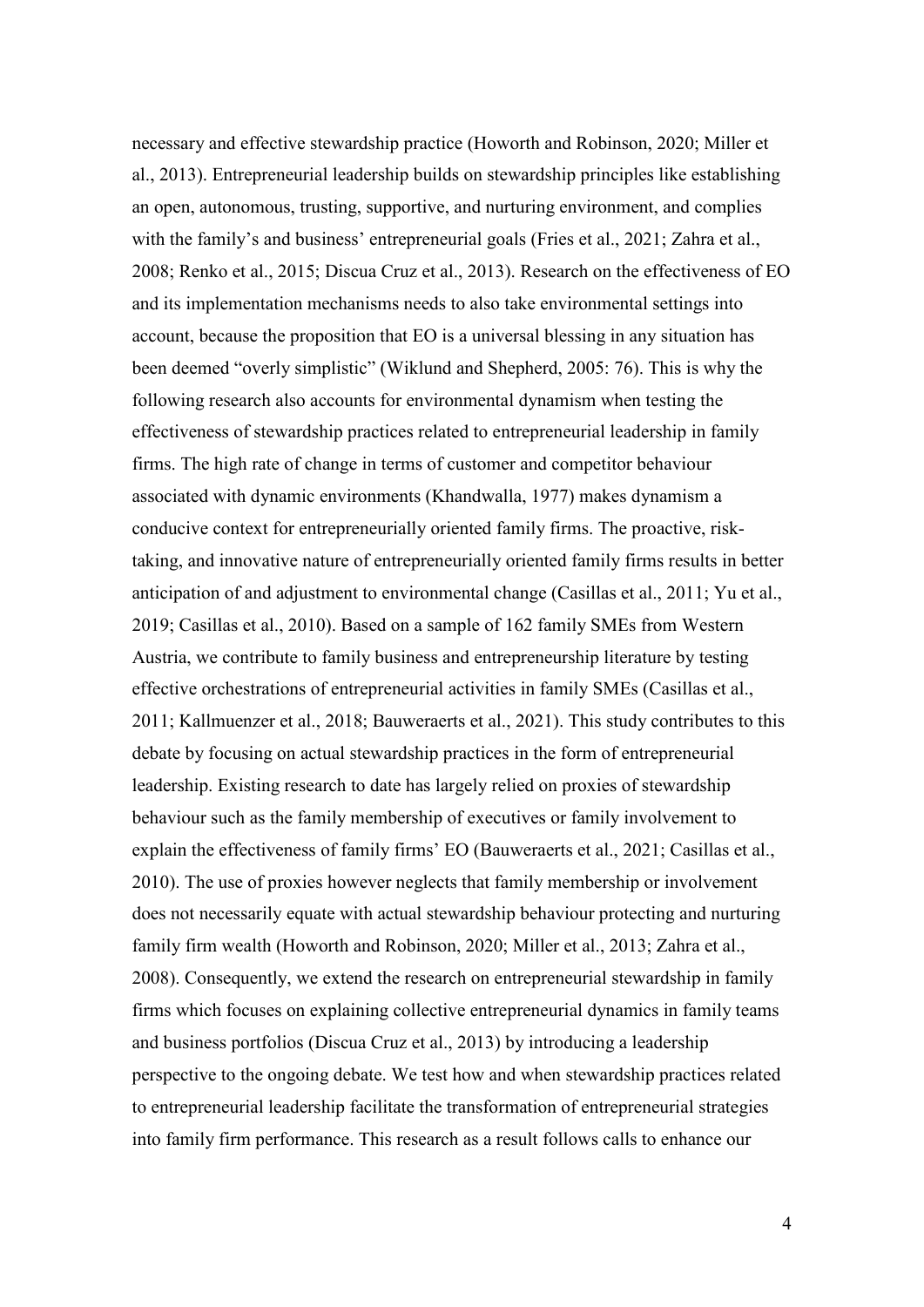necessary and effective stewardship practice (Howorth and Robinson, 2020; Miller et al., 2013). Entrepreneurial leadership builds on stewardship principles like establishing an open, autonomous, trusting, supportive, and nurturing environment, and complies with the family's and business' entrepreneurial goals (Fries et al., 2021; Zahra et al., 2008; Renko et al., 2015; Discua Cruz et al., 2013). Research on the effectiveness of EO and its implementation mechanisms needs to also take environmental settings into account, because the proposition that EO is a universal blessing in any situation has been deemed "overly simplistic" (Wiklund and Shepherd, 2005: 76). This is why the following research also accounts for environmental dynamism when testing the effectiveness of stewardship practices related to entrepreneurial leadership in family firms. The high rate of change in terms of customer and competitor behaviour associated with dynamic environments (Khandwalla, 1977) makes dynamism a conducive context for entrepreneurially oriented family firms. The proactive, risk-taking, and innovative nature of entrepreneurially oriented family firms results in better anticipation of and adjustment to environmental change (Casillas et al., 2011; Yu et al., 2019; Casillas et al., 2010). Based on a sample of 162 family SMEs from Western Austria, we contribute to family business and entrepreneurship literature by testing effective orchestrations of entrepreneurial activities in family SMEs (Casillas et al., 2011; Kallmuenzer et al., 2018; Bauweraerts et al., 2021). This study contributes to this debate by focusing on actual stewardship practices in the form of entrepreneurial leadership. Existing research to date has largely relied on proxies of stewardship behaviour such as the family membership of executives or family involvement to explain the effectiveness of family firms' EO (Bauweraerts et al., 2021; Casillas et al., 2010). The use of proxies however neglects that family membership or involvement does not necessarily equate with actual stewardship behaviour protecting and nurturing family firm wealth (Howorth and Robinson, 2020; Miller et al., 2013; Zahra et al., 2008). Consequently, we extend the research on entrepreneurial stewardship in family firms which focuses on explaining collective entrepreneurial dynamics in family teams and business portfolios (Discua Cruz et al., 2013) by introducing a leadership perspective to the ongoing debate. We test how and when stewardship practices related to entrepreneurial leadership facilitate the transformation of entrepreneurial strategies into family firm performance. This research as a result follows calls to enhance our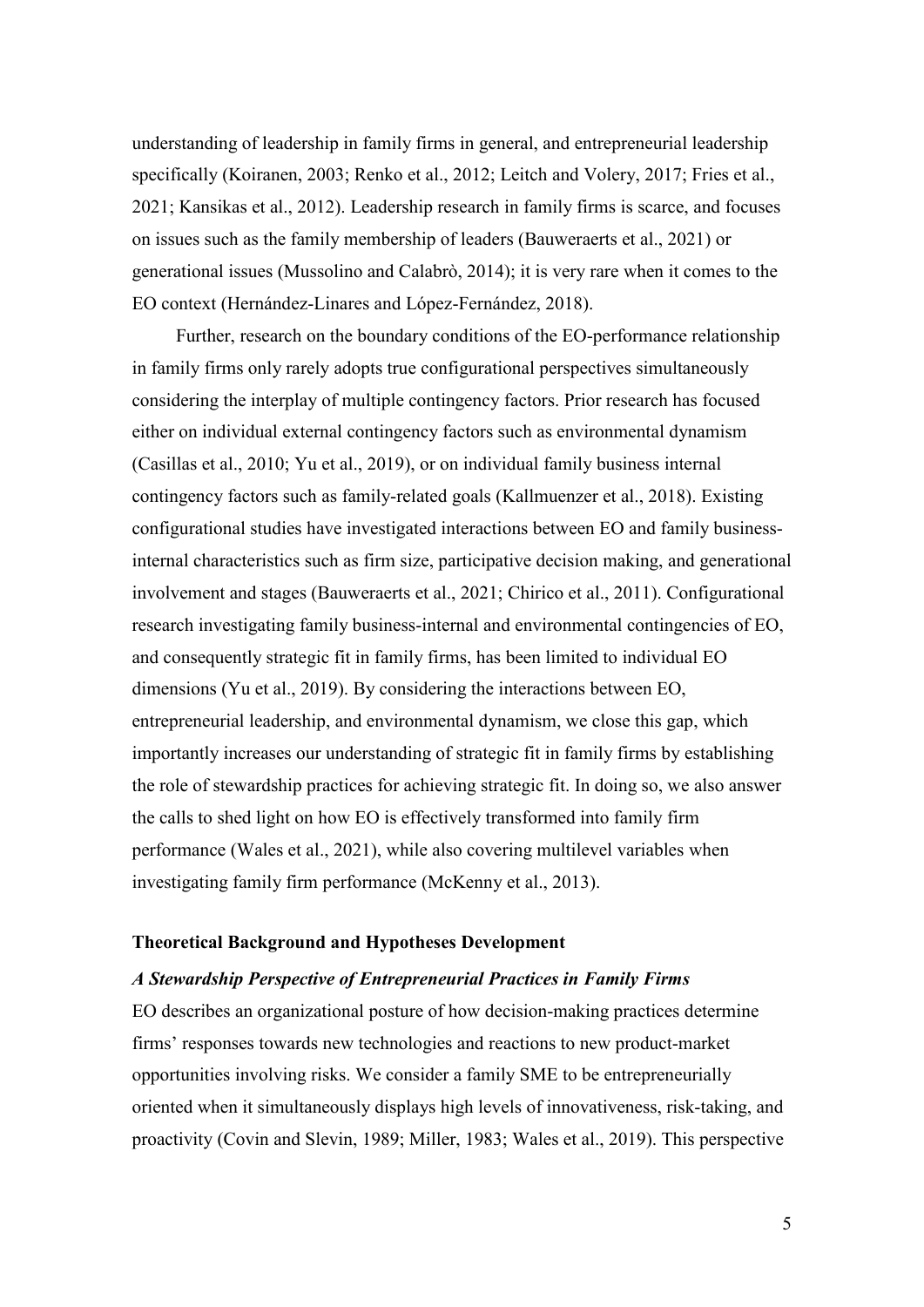understanding of leadership in family firms in general, and entrepreneurial leadership specifically (Koiranen, 2003; Renko et al., 2012; Leitch and Volery, 2017; Fries et al., 2021; Kansikas et al., 2012). Leadership research in family firms is scarce, and focuses on issues such as the family membership of leaders (Bauweraerts et al., 2021) or generational issues (Mussolino and Calabrò, 2014); it is very rare when it comes to the EO context (Hernández-Linares and López-Fernández, 2018).

Further, research on the boundary conditions of the EO-performance relationship in family firms only rarely adopts true configurational perspectives simultaneously considering the interplay of multiple contingency factors. Prior research has focused either on individual external contingency factors such as environmental dynamism (Casillas et al., 2010; Yu et al., 2019), or on individual family business internal contingency factors such as family-related goals (Kallmuenzer et al., 2018). Existing configurational studies have investigated interactions between EO and family business-internal characteristics such as firm size, participative decision making, and generational involvement and stages (Bauweraerts et al., 2021; Chirico et al., 2011). Configurational research investigating family business-internal and environmental contingencies of EO, and consequently strategic fit in family firms, has been limited to individual EO dimensions (Yu et al., 2019). By considering the interactions between EO, entrepreneurial leadership, and environmental dynamism, we close this gap, which importantly increases our understanding of strategic fit in family firms by establishing the role of stewardship practices for achieving strategic fit. In doing so, we also answer the calls to shed light on how EO is effectively transformed into family firm performance (Wales et al., 2021), while also covering multilevel variables when investigating family firm performance (McKenny et al., 2013).

## Theoretical Background and Hypotheses Development

### *A Stewardship Perspective of Entrepreneurial Practices in Family Firms*

EO describes an organizational posture of how decision-making practices determine firms' responses towards new technologies and reactions to new product-market opportunities involving risks. We consider a family SME to be entrepreneurially oriented when it simultaneously displays high levels of innovativeness, risk-taking, and proactivity (Covin and Slevin, 1989; Miller, 1983; Wales et al., 2019). This perspective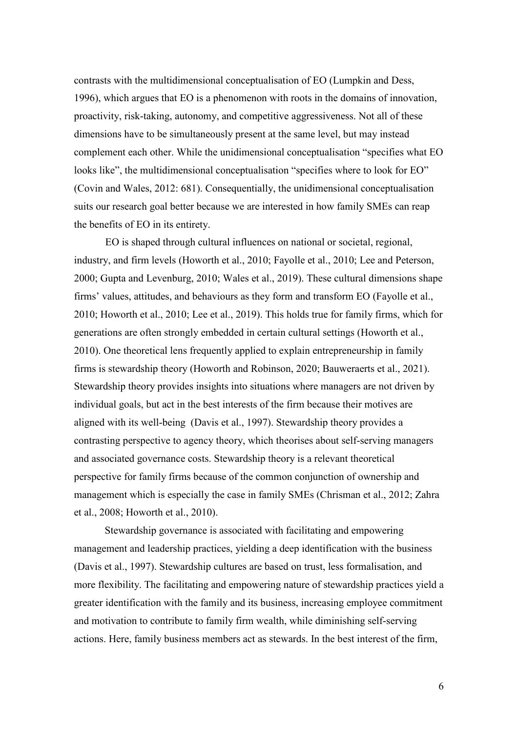contrasts with the multidimensional conceptualisation of EO (Lumpkin and Dess, 1996), which argues that EO is a phenomenon with roots in the domains of innovation, proactivity, risk-taking, autonomy, and competitive aggressiveness. Not all of these dimensions have to be simultaneously present at the same level, but may instead complement each other. While the unidimensional conceptualisation "specifies what EO looks like", the multidimensional conceptualisation "specifies where to look for EO" (Covin and Wales, 2012: 681). Consequentially, the unidimensional conceptualisation suits our research goal better because we are interested in how family SMEs can reap the benefits of EO in its entirety.

EO is shaped through cultural influences on national or societal, regional, industry, and firm levels (Howorth et al., 2010; Fayolle et al., 2010; Lee and Peterson, 2000; Gupta and Levenburg, 2010; Wales et al., 2019). These cultural dimensions shape firms' values, attitudes, and behaviours as they form and transform EO (Fayolle et al., 2010; Howorth et al., 2010; Lee et al., 2019). This holds true for family firms, which for generations are often strongly embedded in certain cultural settings (Howorth et al., 2010). One theoretical lens frequently applied to explain entrepreneurship in family firms is stewardship theory (Howorth and Robinson, 2020; Bauweraerts et al., 2021). Stewardship theory provides insights into situations where managers are not driven by individual goals, but act in the best interests of the firm because their motives are aligned with its well-being (Davis et al., 1997). Stewardship theory provides a contrasting perspective to agency theory, which theorises about self-serving managers and associated governance costs. Stewardship theory is a relevant theoretical perspective for family firms because of the common conjunction of ownership and management which is especially the case in family SMEs (Chrisman et al., 2012; Zahra et al., 2008; Howorth et al., 2010).

Stewardship governance is associated with facilitating and empowering management and leadership practices, yielding a deep identification with the business (Davis et al., 1997). Stewardship cultures are based on trust, less formalisation, and more flexibility. The facilitating and empowering nature of stewardship practices yield a greater identification with the family and its business, increasing employee commitment and motivation to contribute to family firm wealth, while diminishing self-serving actions. Here, family business members act as stewards. In the best interest of the firm,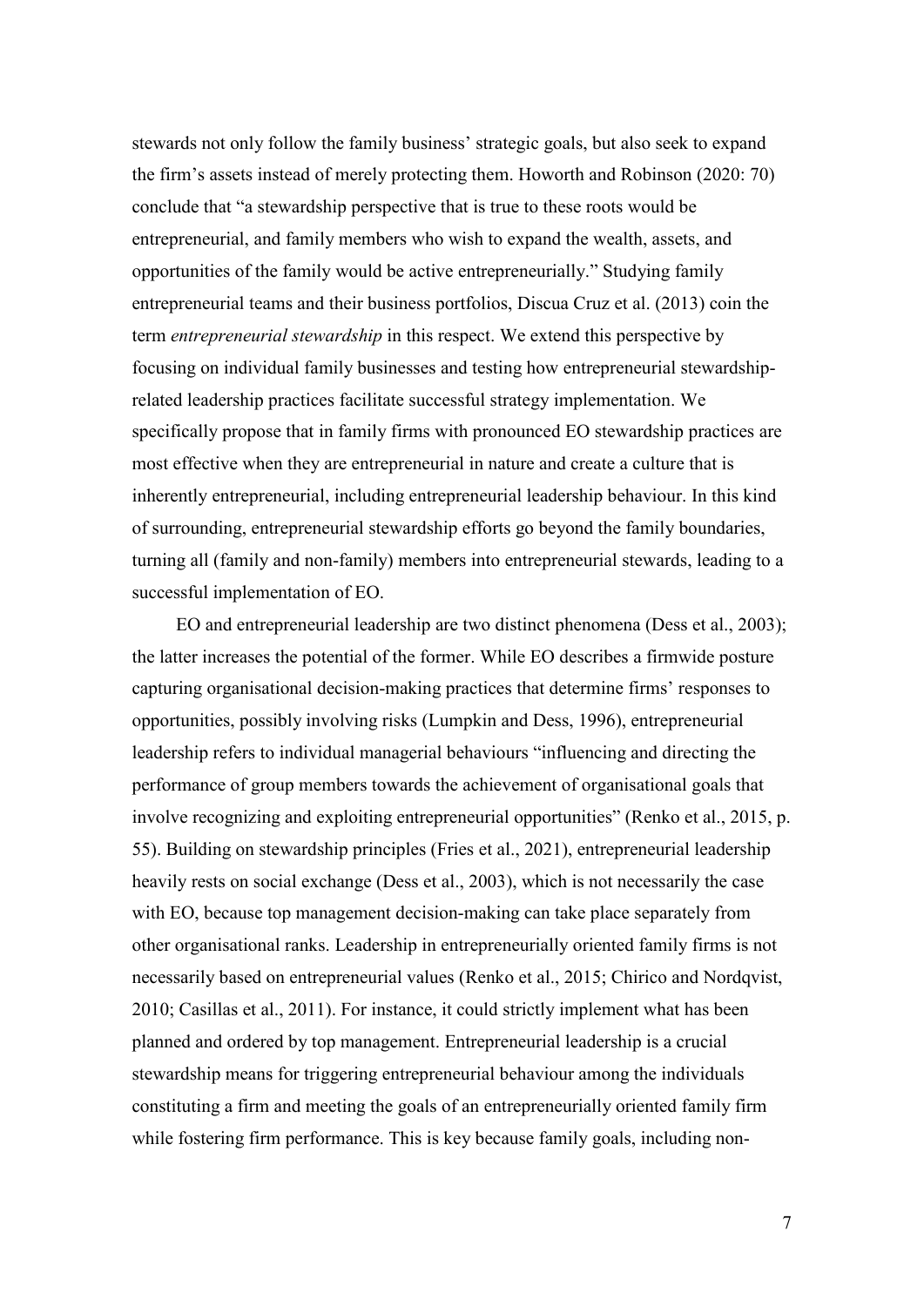stewards not only follow the family business' strategic goals, but also seek to expand the firm's assets instead of merely protecting them. Howorth and Robinson (2020: 70) conclude that "a stewardship perspective that is true to these roots would be entrepreneurial, and family members who wish to expand the wealth, assets, and opportunities of the family would be active entrepreneurially." Studying family entrepreneurial teams and their business portfolios, Discua Cruz et al. (2013) coin the term *entrepreneurial stewardship* in this respect. We extend this perspective by focusing on individual family businesses and testing how entrepreneurial stewardship-related leadership practices facilitate successful strategy implementation. We specifically propose that in family firms with pronounced EO stewardship practices are most effective when they are entrepreneurial in nature and create a culture that is inherently entrepreneurial, including entrepreneurial leadership behaviour. In this kind of surrounding, entrepreneurial stewardship efforts go beyond the family boundaries, turning all (family and non-family) members into entrepreneurial stewards, leading to a successful implementation of EO.

EO and entrepreneurial leadership are two distinct phenomena (Dess et al., 2003); the latter increases the potential of the former. While EO describes a firmwide posture capturing organisational decision-making practices that determine firms' responses to opportunities, possibly involving risks (Lumpkin and Dess, 1996), entrepreneurial leadership refers to individual managerial behaviours "influencing and directing the performance of group members towards the achievement of organisational goals that involve recognizing and exploiting entrepreneurial opportunities" (Renko et al., 2015, p. 55). Building on stewardship principles (Fries et al., 2021), entrepreneurial leadership heavily rests on social exchange (Dess et al., 2003), which is not necessarily the case with EO, because top management decision-making can take place separately from other organisational ranks. Leadership in entrepreneurially oriented family firms is not necessarily based on entrepreneurial values (Renko et al., 2015; Chirico and Nordqvist, 2010; Casillas et al., 2011). For instance, it could strictly implement what has been planned and ordered by top management. Entrepreneurial leadership is a crucial stewardship means for triggering entrepreneurial behaviour among the individuals constituting a firm and meeting the goals of an entrepreneurially oriented family firm while fostering firm performance. This is key because family goals, including non-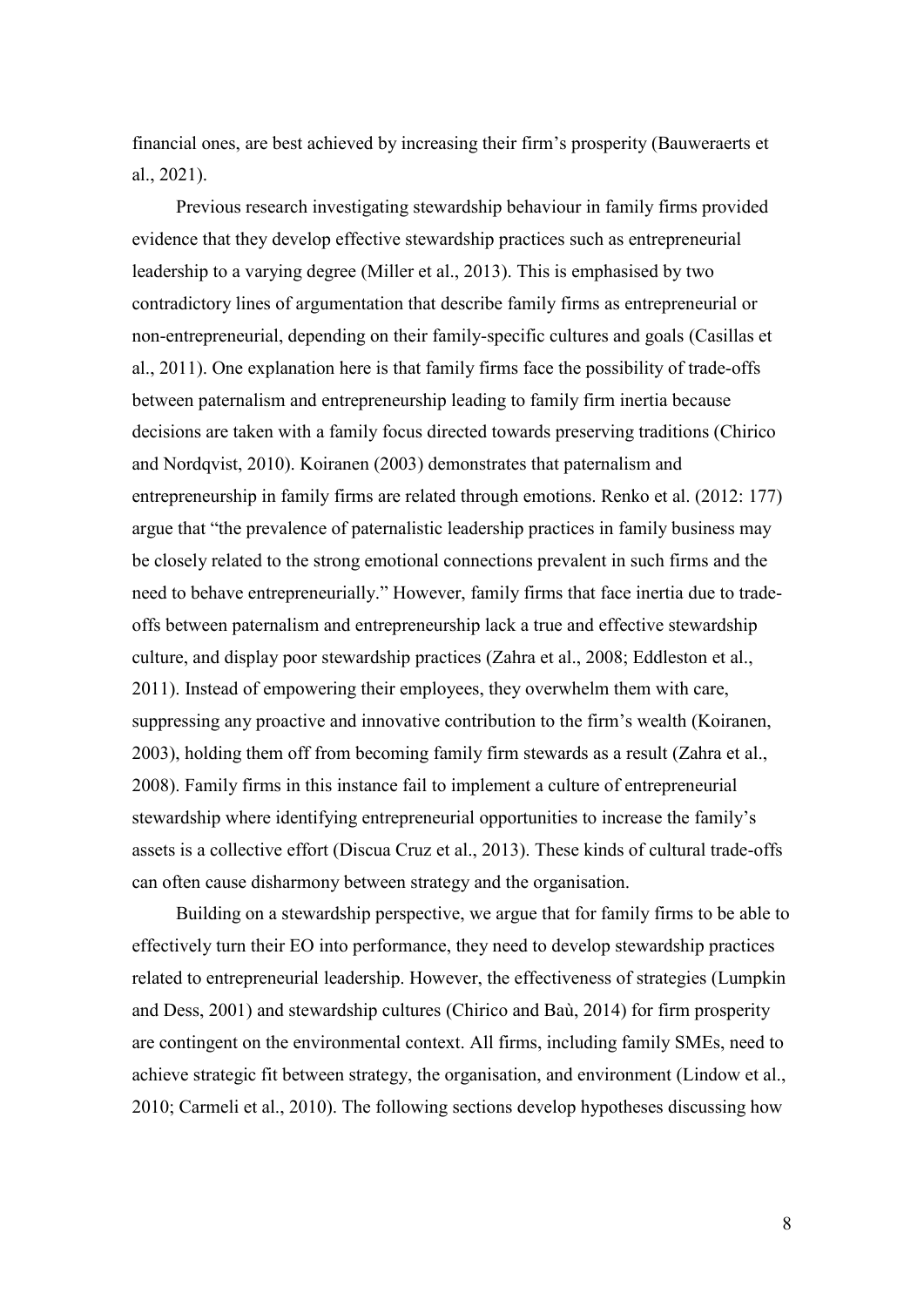financial ones, are best achieved by increasing their firm's prosperity (Bauweraerts et al., 2021).

Previous research investigating stewardship behaviour in family firms provided evidence that they develop effective stewardship practices such as entrepreneurial leadership to a varying degree (Miller et al., 2013). This is emphasised by two contradictory lines of argumentation that describe family firms as entrepreneurial or non-entrepreneurial, depending on their family-specific cultures and goals (Casillas et al., 2011). One explanation here is that family firms face the possibility of trade-offs between paternalism and entrepreneurship leading to family firm inertia because decisions are taken with a family focus directed towards preserving traditions (Chirico and Nordqvist, 2010). Koiranen (2003) demonstrates that paternalism and entrepreneurship in family firms are related through emotions. Renko et al. (2012: 177) argue that "the prevalence of paternalistic leadership practices in family business may be closely related to the strong emotional connections prevalent in such firms and the need to behave entrepreneurially." However, family firms that face inertia due to trade-offs between paternalism and entrepreneurship lack a true and effective stewardship culture, and display poor stewardship practices (Zahra et al., 2008; Eddleston et al., 2011). Instead of empowering their employees, they overwhelm them with care, suppressing any proactive and innovative contribution to the firm's wealth (Koiranen, 2003), holding them off from becoming family firm stewards as a result (Zahra et al., 2008). Family firms in this instance fail to implement a culture of entrepreneurial stewardship where identifying entrepreneurial opportunities to increase the family's assets is a collective effort (Discua Cruz et al., 2013). These kinds of cultural trade-offs can often cause disharmony between strategy and the organisation.

Building on a stewardship perspective, we argue that for family firms to be able to effectively turn their EO into performance, they need to develop stewardship practices related to entrepreneurial leadership. However, the effectiveness of strategies (Lumpkin and Dess, 2001) and stewardship cultures (Chirico and Baù, 2014) for firm prosperity are contingent on the environmental context. All firms, including family SMEs, need to achieve strategic fit between strategy, the organisation, and environment (Lindow et al., 2010; Carmeli et al., 2010). The following sections develop hypotheses discussing how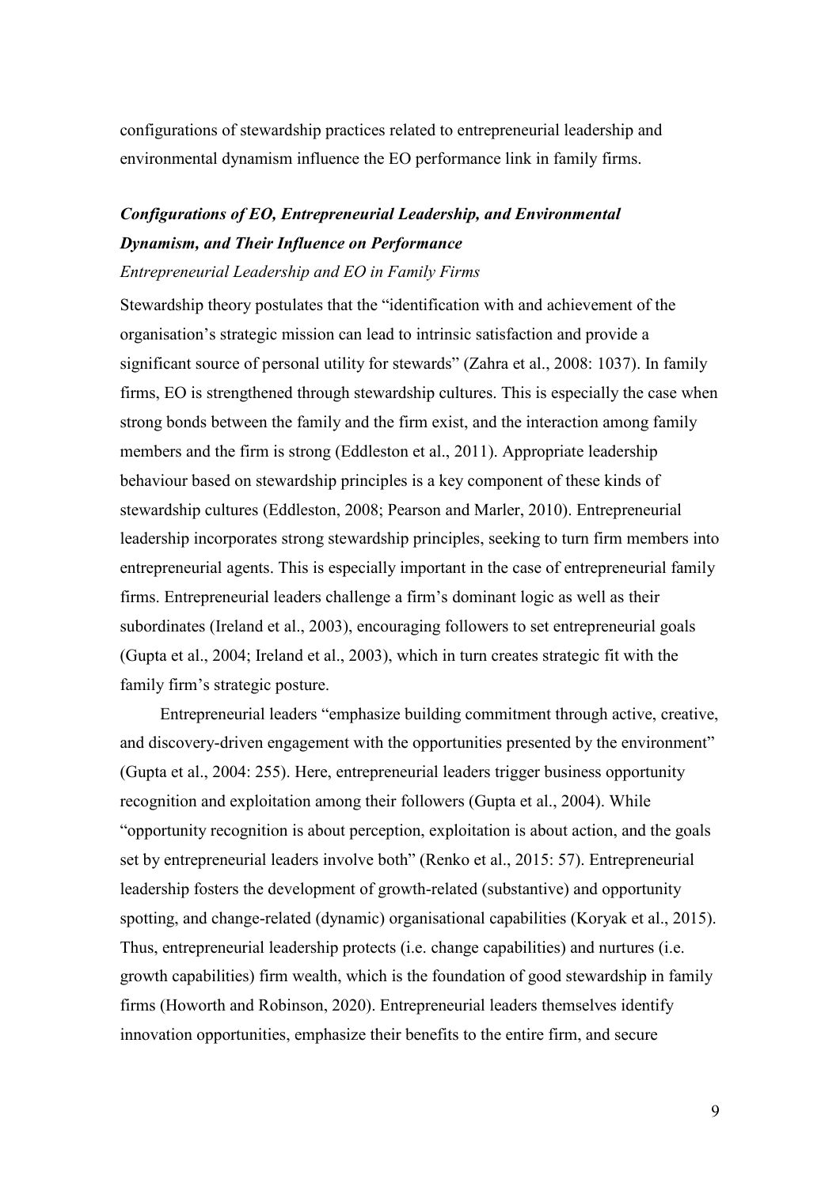configurations of stewardship practices related to entrepreneurial leadership and environmental dynamism influence the EO performance link in family firms.

### *Configurations of EO, Entrepreneurial Leadership, and Environmental Dynamism, and Their Influence on Performance*

#### *Entrepreneurial Leadership and EO in Family Firms*

Stewardship theory postulates that the "identification with and achievement of the organisation's strategic mission can lead to intrinsic satisfaction and provide a significant source of personal utility for stewards" (Zahra et al., 2008: 1037). In family firms, EO is strengthened through stewardship cultures. This is especially the case when strong bonds between the family and the firm exist, and the interaction among family members and the firm is strong (Eddleston et al., 2011). Appropriate leadership behaviour based on stewardship principles is a key component of these kinds of stewardship cultures (Eddleston, 2008; Pearson and Marler, 2010). Entrepreneurial leadership incorporates strong stewardship principles, seeking to turn firm members into entrepreneurial agents. This is especially important in the case of entrepreneurial family firms. Entrepreneurial leaders challenge a firm's dominant logic as well as their subordinates (Ireland et al., 2003), encouraging followers to set entrepreneurial goals (Gupta et al., 2004; Ireland et al., 2003), which in turn creates strategic fit with the family firm's strategic posture.

Entrepreneurial leaders "emphasize building commitment through active, creative, and discovery-driven engagement with the opportunities presented by the environment" (Gupta et al., 2004: 255). Here, entrepreneurial leaders trigger business opportunity recognition and exploitation among their followers (Gupta et al., 2004). While "opportunity recognition is about perception, exploitation is about action, and the goals set by entrepreneurial leaders involve both" (Renko et al., 2015: 57). Entrepreneurial leadership fosters the development of growth-related (substantive) and opportunity spotting, and change-related (dynamic) organisational capabilities (Koryak et al., 2015). Thus, entrepreneurial leadership protects (i.e. change capabilities) and nurtures (i.e. growth capabilities) firm wealth, which is the foundation of good stewardship in family firms (Howorth and Robinson, 2020). Entrepreneurial leaders themselves identify innovation opportunities, emphasize their benefits to the entire firm, and secure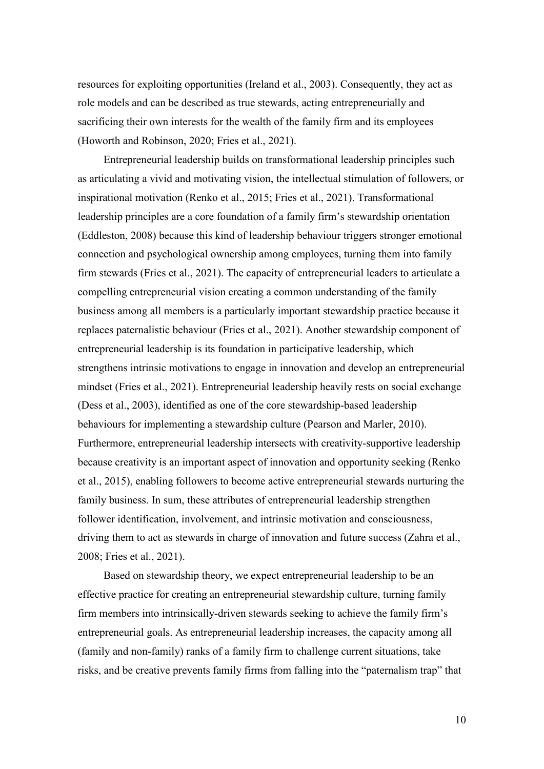resources for exploiting opportunities (Ireland et al., 2003). Consequently, they act as role models and can be described as true stewards, acting entrepreneurially and sacrificing their own interests for the wealth of the family firm and its employees (Howorth and Robinson, 2020; Fries et al., 2021).

Entrepreneurial leadership builds on transformational leadership principles such as articulating a vivid and motivating vision, the intellectual stimulation of followers, or inspirational motivation (Renko et al., 2015; Fries et al., 2021). Transformational leadership principles are a core foundation of a family firm's stewardship orientation (Eddleston, 2008) because this kind of leadership behaviour triggers stronger emotional connection and psychological ownership among employees, turning them into family firm stewards (Fries et al., 2021). The capacity of entrepreneurial leaders to articulate a compelling entrepreneurial vision creating a common understanding of the family business among all members is a particularly important stewardship practice because it replaces paternalistic behaviour (Fries et al., 2021). Another stewardship component of entrepreneurial leadership is its foundation in participative leadership, which strengthens intrinsic motivations to engage in innovation and develop an entrepreneurial mindset (Fries et al., 2021). Entrepreneurial leadership heavily rests on social exchange (Dess et al., 2003), identified as one of the core stewardship-based leadership behaviours for implementing a stewardship culture (Pearson and Marler, 2010). Furthermore, entrepreneurial leadership intersects with creativity-supportive leadership because creativity is an important aspect of innovation and opportunity seeking (Renko et al., 2015), enabling followers to become active entrepreneurial stewards nurturing the family business. In sum, these attributes of entrepreneurial leadership strengthen follower identification, involvement, and intrinsic motivation and consciousness, driving them to act as stewards in charge of innovation and future success (Zahra et al., 2008; Fries et al., 2021).

Based on stewardship theory, we expect entrepreneurial leadership to be an effective practice for creating an entrepreneurial stewardship culture, turning family firm members into intrinsically-driven stewards seeking to achieve the family firm's entrepreneurial goals. As entrepreneurial leadership increases, the capacity among all (family and non-family) ranks of a family firm to challenge current situations, take risks, and be creative prevents family firms from falling into the "paternalism trap" that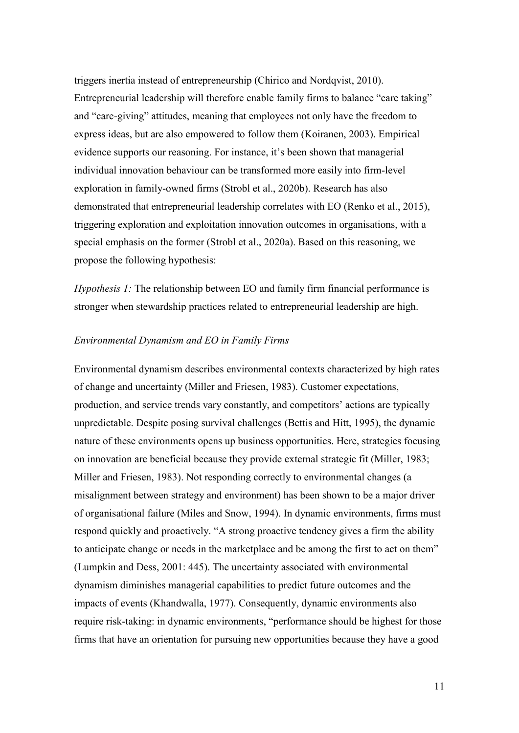triggers inertia instead of entrepreneurship (Chirico and Nordqvist, 2010). Entrepreneurial leadership will therefore enable family firms to balance "care taking" and "care-giving" attitudes, meaning that employees not only have the freedom to express ideas, but are also empowered to follow them (Koiranen, 2003). Empirical evidence supports our reasoning. For instance, it's been shown that managerial individual innovation behaviour can be transformed more easily into firm-level exploration in family-owned firms (Strobl et al., 2020b). Research has also demonstrated that entrepreneurial leadership correlates with EO (Renko et al., 2015), triggering exploration and exploitation innovation outcomes in organisations, with a special emphasis on the former (Strobl et al., 2020a). Based on this reasoning, we propose the following hypothesis:

*Hypothesis 1:* The relationship between EO and family firm financial performance is stronger when stewardship practices related to entrepreneurial leadership are high.

### *Environmental Dynamism and EO in Family Firms*

Environmental dynamism describes environmental contexts characterized by high rates of change and uncertainty (Miller and Friesen, 1983). Customer expectations, production, and service trends vary constantly, and competitors' actions are typically unpredictable. Despite posing survival challenges (Bettis and Hitt, 1995), the dynamic nature of these environments opens up business opportunities. Here, strategies focusing on innovation are beneficial because they provide external strategic fit (Miller, 1983; Miller and Friesen, 1983). Not responding correctly to environmental changes (a misalignment between strategy and environment) has been shown to be a major driver of organisational failure (Miles and Snow, 1994). In dynamic environments, firms must respond quickly and proactively. "A strong proactive tendency gives a firm the ability to anticipate change or needs in the marketplace and be among the first to act on them" (Lumpkin and Dess, 2001: 445). The uncertainty associated with environmental dynamism diminishes managerial capabilities to predict future outcomes and the impacts of events (Khandwalla, 1977). Consequently, dynamic environments also require risk-taking: in dynamic environments, "performance should be highest for those firms that have an orientation for pursuing new opportunities because they have a good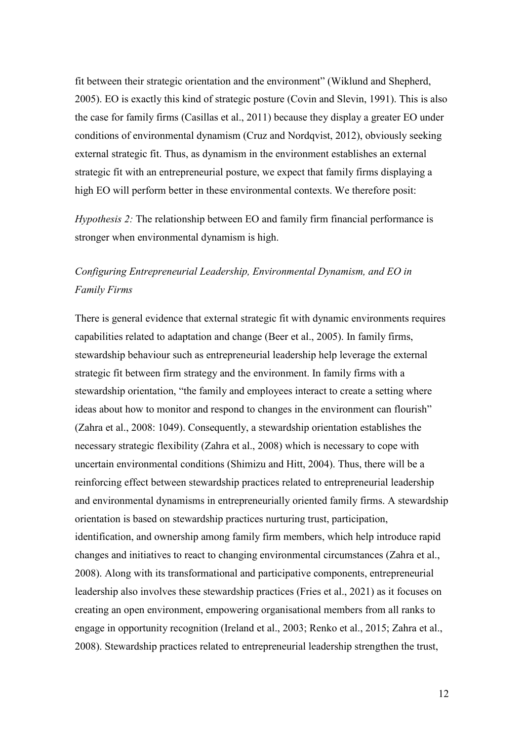fit between their strategic orientation and the environment" (Wiklund and Shepherd, 2005). EO is exactly this kind of strategic posture (Covin and Slevin, 1991). This is also the case for family firms (Casillas et al., 2011) because they display a greater EO under conditions of environmental dynamism (Cruz and Nordqvist, 2012), obviously seeking external strategic fit. Thus, as dynamism in the environment establishes an external strategic fit with an entrepreneurial posture, we expect that family firms displaying a high EO will perform better in these environmental contexts. We therefore posit:

*Hypothesis 2:* The relationship between EO and family firm financial performance is stronger when environmental dynamism is high.

### *Configuring Entrepreneurial Leadership, Environmental Dynamism, and EO in Family Firms*

There is general evidence that external strategic fit with dynamic environments requires capabilities related to adaptation and change (Beer et al., 2005). In family firms, stewardship behaviour such as entrepreneurial leadership help leverage the external strategic fit between firm strategy and the environment. In family firms with a stewardship orientation, "the family and employees interact to create a setting where ideas about how to monitor and respond to changes in the environment can flourish" (Zahra et al., 2008: 1049). Consequently, a stewardship orientation establishes the necessary strategic flexibility (Zahra et al., 2008) which is necessary to cope with uncertain environmental conditions (Shimizu and Hitt, 2004). Thus, there will be a reinforcing effect between stewardship practices related to entrepreneurial leadership and environmental dynamisms in entrepreneurially oriented family firms. A stewardship orientation is based on stewardship practices nurturing trust, participation, identification, and ownership among family firm members, which help introduce rapid changes and initiatives to react to changing environmental circumstances (Zahra et al., 2008). Along with its transformational and participative components, entrepreneurial leadership also involves these stewardship practices (Fries et al., 2021) as it focuses on creating an open environment, empowering organisational members from all ranks to engage in opportunity recognition (Ireland et al., 2003; Renko et al., 2015; Zahra et al., 2008). Stewardship practices related to entrepreneurial leadership strengthen the trust,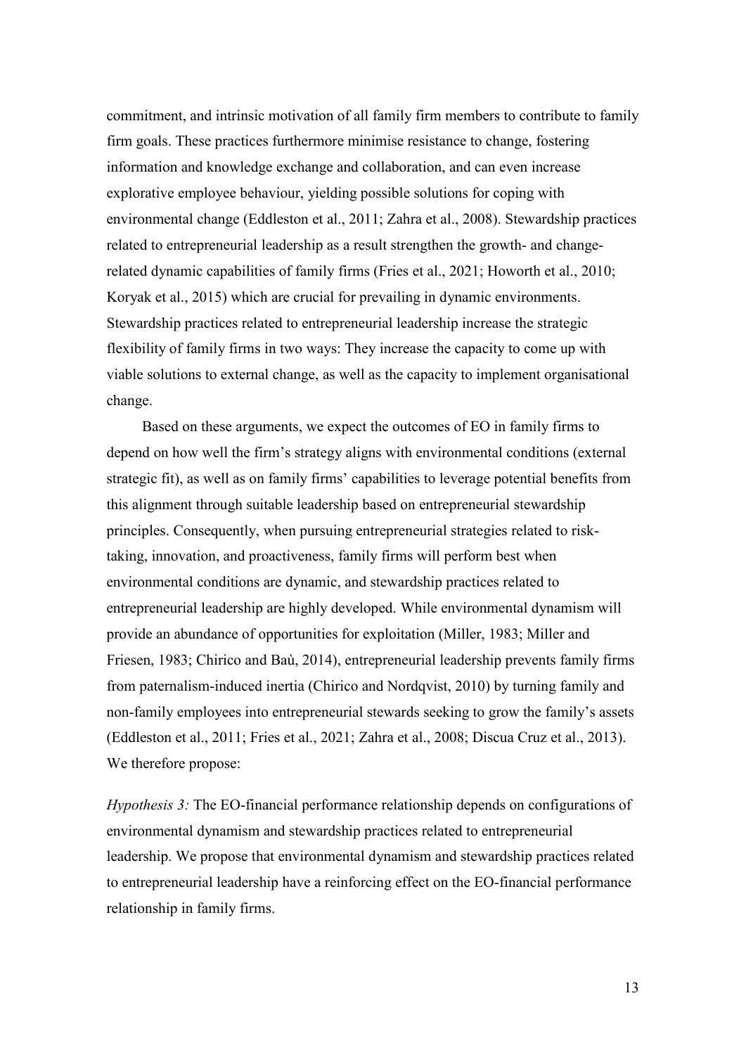commitment, and intrinsic motivation of all family firm members to contribute to family firm goals. These practices furthermore minimise resistance to change, fostering information and knowledge exchange and collaboration, and can even increase explorative employee behaviour, yielding possible solutions for coping with environmental change (Eddleston et al., 2011; Zahra et al., 2008). Stewardship practices related to entrepreneurial leadership as a result strengthen the growth- and change-related dynamic capabilities of family firms (Fries et al., 2021; Howorth et al., 2010; Koryak et al., 2015) which are crucial for prevailing in dynamic environments. Stewardship practices related to entrepreneurial leadership increase the strategic flexibility of family firms in two ways: They increase the capacity to come up with viable solutions to external change, as well as the capacity to implement organisational change.

Based on these arguments, we expect the outcomes of EO in family firms to depend on how well the firm's strategy aligns with environmental conditions (external strategic fit), as well as on family firms' capabilities to leverage potential benefits from this alignment through suitable leadership based on entrepreneurial stewardship principles. Consequently, when pursuing entrepreneurial strategies related to risk-taking, innovation, and proactiveness, family firms will perform best when environmental conditions are dynamic, and stewardship practices related to entrepreneurial leadership are highly developed. While environmental dynamism will provide an abundance of opportunities for exploitation (Miller, 1983; Miller and Friesen, 1983; Chirico and Baù, 2014), entrepreneurial leadership prevents family firms from paternalism-induced inertia (Chirico and Nordqvist, 2010) by turning family and non-family employees into entrepreneurial stewards seeking to grow the family's assets (Eddleston et al., 2011; Fries et al., 2021; Zahra et al., 2008; Discua Cruz et al., 2013). We therefore propose:

*Hypothesis 3:* The EO-financial performance relationship depends on configurations of environmental dynamism and stewardship practices related to entrepreneurial leadership. We propose that environmental dynamism and stewardship practices related to entrepreneurial leadership have a reinforcing effect on the EO-financial performance relationship in family firms.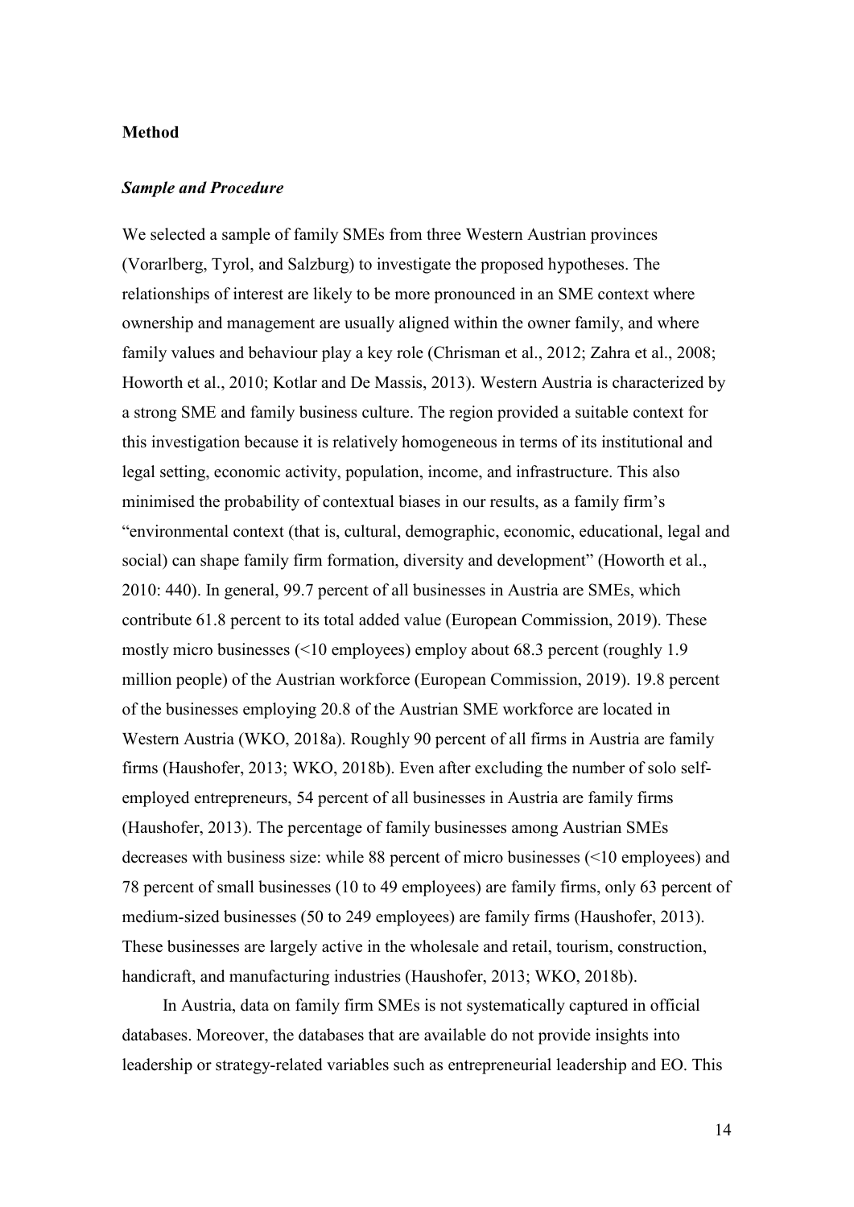## Method

### *Sample and Procedure*

We selected a sample of family SMEs from three Western Austrian provinces (Vorarlberg, Tyrol, and Salzburg) to investigate the proposed hypotheses. The relationships of interest are likely to be more pronounced in an SME context where ownership and management are usually aligned within the owner family, and where family values and behaviour play a key role (Chrisman et al., 2012; Zahra et al., 2008; Howorth et al., 2010; Kotlar and De Massis, 2013). Western Austria is characterized by a strong SME and family business culture. The region provided a suitable context for this investigation because it is relatively homogeneous in terms of its institutional and legal setting, economic activity, population, income, and infrastructure. This also minimised the probability of contextual biases in our results, as a family firm's "environmental context (that is, cultural, demographic, economic, educational, legal and social) can shape family firm formation, diversity and development" (Howorth et al., 2010: 440). In general, 99.7 percent of all businesses in Austria are SMEs, which contribute 61.8 percent to its total added value (European Commission, 2019). These mostly micro businesses (<10 employees) employ about 68.3 percent (roughly 1.9 million people) of the Austrian workforce (European Commission, 2019). 19.8 percent of the businesses employing 20.8 of the Austrian SME workforce are located in Western Austria (WKO, 2018a). Roughly 90 percent of all firms in Austria are family firms (Haushofer, 2013; WKO, 2018b). Even after excluding the number of solo self-employed entrepreneurs, 54 percent of all businesses in Austria are family firms (Haushofer, 2013). The percentage of family businesses among Austrian SMEs decreases with business size: while 88 percent of micro businesses (<10 employees) and 78 percent of small businesses (10 to 49 employees) are family firms, only 63 percent of medium-sized businesses (50 to 249 employees) are family firms (Haushofer, 2013). These businesses are largely active in the wholesale and retail, tourism, construction, handicraft, and manufacturing industries (Haushofer, 2013; WKO, 2018b).

In Austria, data on family firm SMEs is not systematically captured in official databases. Moreover, the databases that are available do not provide insights into leadership or strategy-related variables such as entrepreneurial leadership and EO. This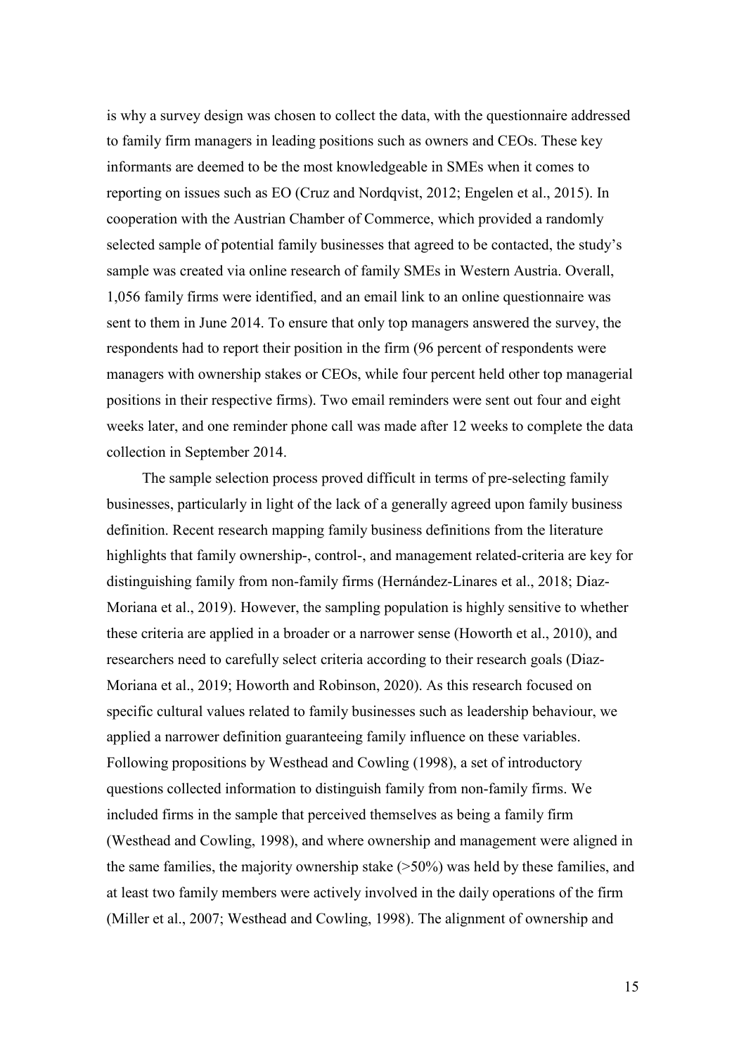is why a survey design was chosen to collect the data, with the questionnaire addressed to family firm managers in leading positions such as owners and CEOs. These key informants are deemed to be the most knowledgeable in SMEs when it comes to reporting on issues such as EO (Cruz and Nordqvist, 2012; Engelen et al., 2015). In cooperation with the Austrian Chamber of Commerce, which provided a randomly selected sample of potential family businesses that agreed to be contacted, the study's sample was created via online research of family SMEs in Western Austria. Overall, 1,056 family firms were identified, and an email link to an online questionnaire was sent to them in June 2014. To ensure that only top managers answered the survey, the respondents had to report their position in the firm (96 percent of respondents were managers with ownership stakes or CEOs, while four percent held other top managerial positions in their respective firms). Two email reminders were sent out four and eight weeks later, and one reminder phone call was made after 12 weeks to complete the data collection in September 2014.

The sample selection process proved difficult in terms of pre-selecting family businesses, particularly in light of the lack of a generally agreed upon family business definition. Recent research mapping family business definitions from the literature highlights that family ownership-, control-, and management related-criteria are key for distinguishing family from non-family firms (Hernández-Linares et al., 2018; Diaz-Moriana et al., 2019). However, the sampling population is highly sensitive to whether these criteria are applied in a broader or a narrower sense (Howorth et al., 2010), and researchers need to carefully select criteria according to their research goals (Diaz-Moriana et al., 2019; Howorth and Robinson, 2020). As this research focused on specific cultural values related to family businesses such as leadership behaviour, we applied a narrower definition guaranteeing family influence on these variables. Following propositions by Westhead and Cowling (1998), a set of introductory questions collected information to distinguish family from non-family firms. We included firms in the sample that perceived themselves as being a family firm (Westhead and Cowling, 1998), and where ownership and management were aligned in the same families, the majority ownership stake (>50%) was held by these families, and at least two family members were actively involved in the daily operations of the firm (Miller et al., 2007; Westhead and Cowling, 1998). The alignment of ownership and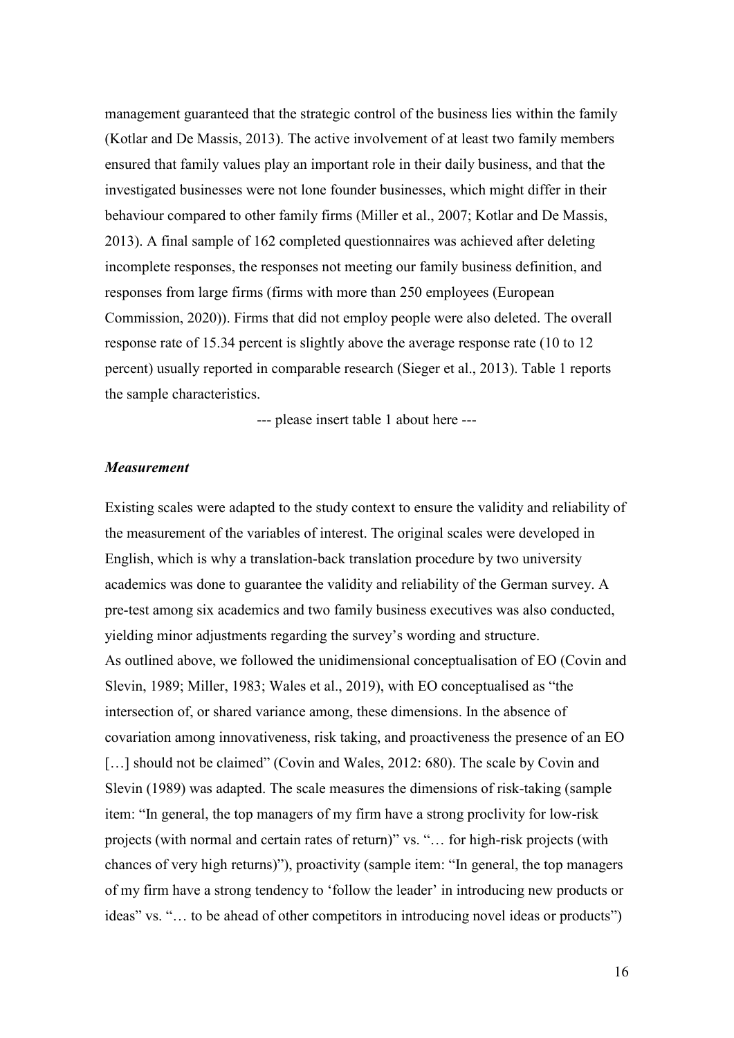management guaranteed that the strategic control of the business lies within the family (Kotlar and De Massis, 2013). The active involvement of at least two family members ensured that family values play an important role in their daily business, and that the investigated businesses were not lone founder businesses, which might differ in their behaviour compared to other family firms (Miller et al., 2007; Kotlar and De Massis, 2013). A final sample of 162 completed questionnaires was achieved after deleting incomplete responses, the responses not meeting our family business definition, and responses from large firms (firms with more than 250 employees (European Commission, 2020)). Firms that did not employ people were also deleted. The overall response rate of 15.34 percent is slightly above the average response rate (10 to 12 percent) usually reported in comparable research (Sieger et al., 2013). Table 1 reports the sample characteristics.

--- please insert table 1 about here ---

### *Measurement*

Existing scales were adapted to the study context to ensure the validity and reliability of the measurement of the variables of interest. The original scales were developed in English, which is why a translation-back translation procedure by two university academics was done to guarantee the validity and reliability of the German survey. A pre-test among six academics and two family business executives was also conducted, yielding minor adjustments regarding the survey's wording and structure.

As outlined above, we followed the unidimensional conceptualisation of EO (Covin and Slevin, 1989; Miller, 1983; Wales et al., 2019), with EO conceptualised as "the intersection of, or shared variance among, these dimensions. In the absence of covariation among innovativeness, risk taking, and proactiveness the presence of an EO […] should not be claimed" (Covin and Wales, 2012: 680). The scale by Covin and Slevin (1989) was adapted. The scale measures the dimensions of risk-taking (sample item: "In general, the top managers of my firm have a strong proclivity for low-risk projects (with normal and certain rates of return)" vs. "… for high-risk projects (with chances of very high returns)"), proactivity (sample item: "In general, the top managers of my firm have a strong tendency to 'follow the leader' in introducing new products or ideas" vs. "… to be ahead of other competitors in introducing novel ideas or products")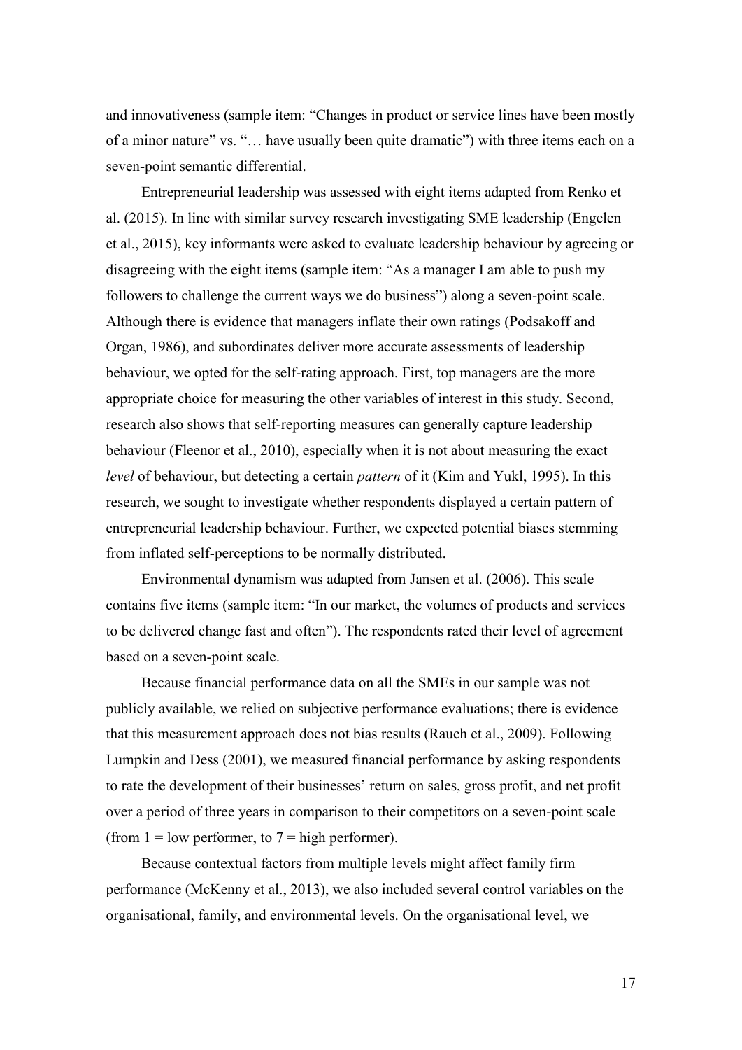and innovativeness (sample item: "Changes in product or service lines have been mostly of a minor nature" vs. "… have usually been quite dramatic") with three items each on a seven-point semantic differential.

Entrepreneurial leadership was assessed with eight items adapted from Renko et al. (2015). In line with similar survey research investigating SME leadership (Engelen et al., 2015), key informants were asked to evaluate leadership behaviour by agreeing or disagreeing with the eight items (sample item: "As a manager I am able to push my followers to challenge the current ways we do business") along a seven-point scale. Although there is evidence that managers inflate their own ratings (Podsakoff and Organ, 1986), and subordinates deliver more accurate assessments of leadership behaviour, we opted for the self-rating approach. First, top managers are the more appropriate choice for measuring the other variables of interest in this study. Second, research also shows that self-reporting measures can generally capture leadership behaviour (Fleenor et al., 2010), especially when it is not about measuring the exact *level* of behaviour, but detecting a certain *pattern* of it (Kim and Yukl, 1995). In this research, we sought to investigate whether respondents displayed a certain pattern of entrepreneurial leadership behaviour. Further, we expected potential biases stemming from inflated self-perceptions to be normally distributed.

Environmental dynamism was adapted from Jansen et al. (2006). This scale contains five items (sample item: "In our market, the volumes of products and services to be delivered change fast and often"). The respondents rated their level of agreement based on a seven-point scale.

Because financial performance data on all the SMEs in our sample was not publicly available, we relied on subjective performance evaluations; there is evidence that this measurement approach does not bias results (Rauch et al., 2009). Following Lumpkin and Dess (2001), we measured financial performance by asking respondents to rate the development of their businesses' return on sales, gross profit, and net profit over a period of three years in comparison to their competitors on a seven-point scale (from 1 = low performer, to 7 = high performer).

Because contextual factors from multiple levels might affect family firm performance (McKenny et al., 2013), we also included several control variables on the organisational, family, and environmental levels. On the organisational level, we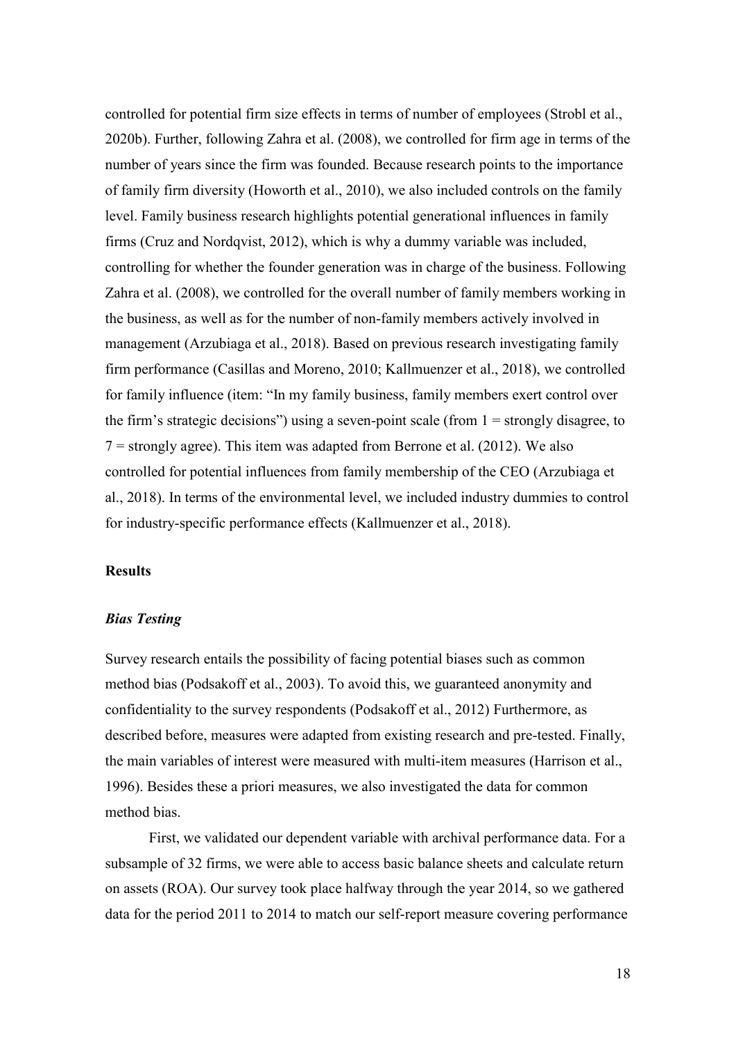controlled for potential firm size effects in terms of number of employees (Strobl et al., 2020b). Further, following Zahra et al. (2008), we controlled for firm age in terms of the number of years since the firm was founded. Because research points to the importance of family firm diversity (Howorth et al., 2010), we also included controls on the family level. Family business research highlights potential generational influences in family firms (Cruz and Nordqvist, 2012), which is why a dummy variable was included, controlling for whether the founder generation was in charge of the business. Following Zahra et al. (2008), we controlled for the overall number of family members working in the business, as well as for the number of non-family members actively involved in management (Arzubiaga et al., 2018). Based on previous research investigating family firm performance (Casillas and Moreno, 2010; Kallmuenzer et al., 2018), we controlled for family influence (item: "In my family business, family members exert control over the firm's strategic decisions") using a seven-point scale (from 1 = strongly disagree, to 7 = strongly agree). This item was adapted from Berrone et al. (2012). We also controlled for potential influences from family membership of the CEO (Arzubiaga et al., 2018). In terms of the environmental level, we included industry dummies to control for industry-specific performance effects (Kallmuenzer et al., 2018).

## Results

### *Bias Testing*

Survey research entails the possibility of facing potential biases such as common method bias (Podsakoff et al., 2003). To avoid this, we guaranteed anonymity and confidentiality to the survey respondents (Podsakoff et al., 2012) Furthermore, as described before, measures were adapted from existing research and pre-tested. Finally, the main variables of interest were measured with multi-item measures (Harrison et al., 1996). Besides these a priori measures, we also investigated the data for common method bias.

First, we validated our dependent variable with archival performance data. For a subsample of 32 firms, we were able to access basic balance sheets and calculate return on assets (ROA). Our survey took place halfway through the year 2014, so we gathered data for the period 2011 to 2014 to match our self-report measure covering performance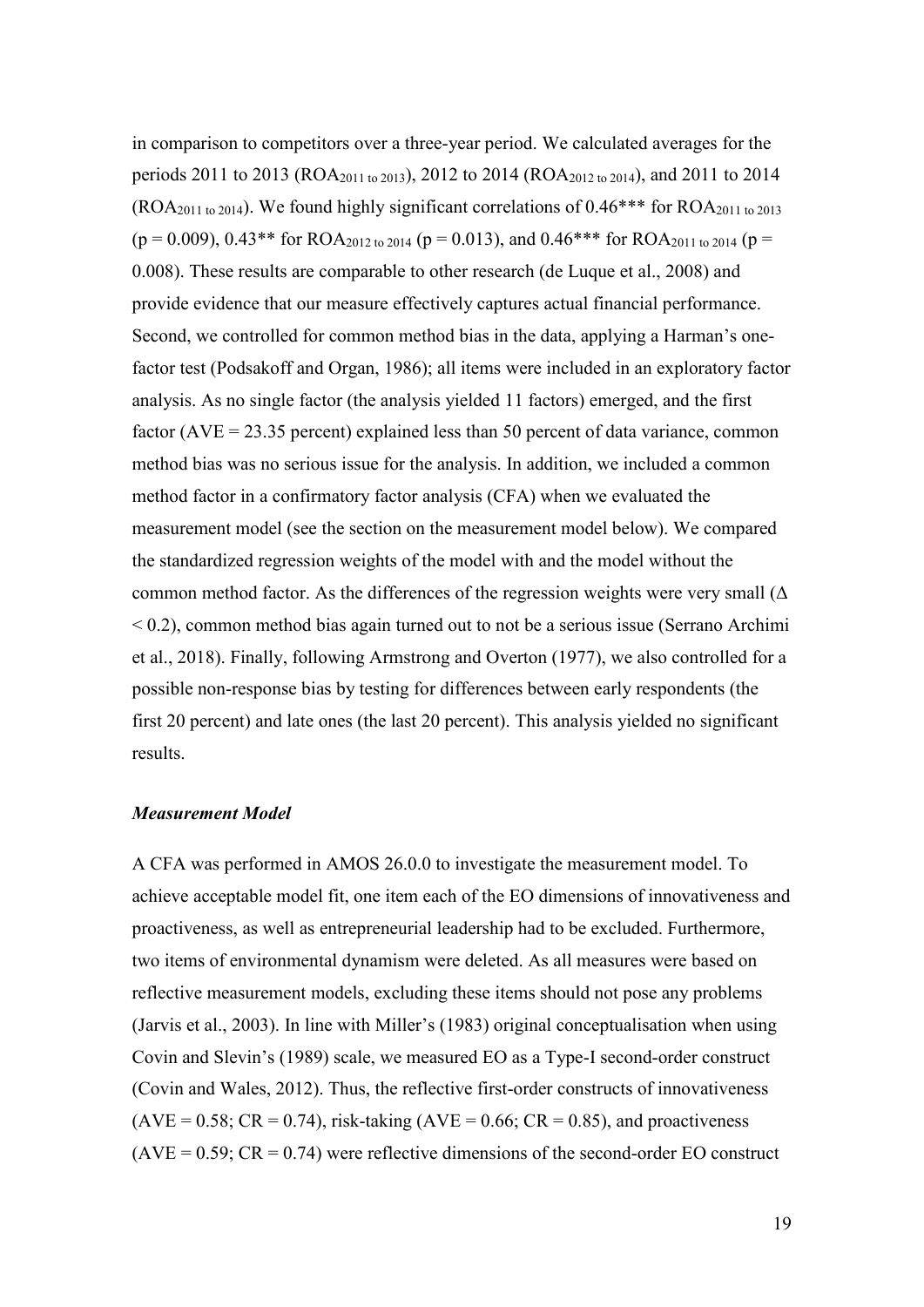in comparison to competitors over a three-year period. We calculated averages for the periods 2011 to 2013 ($ROA_{2011\ to\ 2013}$), 2012 to 2014 ($ROA_{2012\ to\ 2014}$), and 2011 to 2014 ($ROA_{2011\ to\ 2014}$). We found highly significant correlations of 0.46*** for $ROA_{2011\ to\ 2013}$ ($p = 0.009$), 0.43** for $ROA_{2012\ to\ 2014}$ ($p = 0.013$), and 0.46*** for $ROA_{2011\ to\ 2014}$ ($p = 0.008$). These results are comparable to other research (de Luque et al., 2008) and provide evidence that our measure effectively captures actual financial performance. Second, we controlled for common method bias in the data, applying a Harman's one-factor test (Podsakoff and Organ, 1986); all items were included in an exploratory factor analysis. As no single factor (the analysis yielded 11 factors) emerged, and the first factor (AVE = 23.35 percent) explained less than 50 percent of data variance, common method bias was no serious issue for the analysis. In addition, we included a common method factor in a confirmatory factor analysis (CFA) when we evaluated the measurement model (see the section on the measurement model below). We compared the standardized regression weights of the model with and the model without the common method factor. As the differences of the regression weights were very small ($\Delta < 0.2$), common method bias again turned out to not be a serious issue (Serrano Archimi et al., 2018). Finally, following Armstrong and Overton (1977), we also controlled for a possible non-response bias by testing for differences between early respondents (the first 20 percent) and late ones (the last 20 percent). This analysis yielded no significant results.

### *Measurement Model*

A CFA was performed in AMOS 26.0.0 to investigate the measurement model. To achieve acceptable model fit, one item each of the EO dimensions of innovativeness and proactiveness, as well as entrepreneurial leadership had to be excluded. Furthermore, two items of environmental dynamism were deleted. As all measures were based on reflective measurement models, excluding these items should not pose any problems (Jarvis et al., 2003). In line with Miller's (1983) original conceptualisation when using Covin and Slevin's (1989) scale, we measured EO as a Type-I second-order construct (Covin and Wales, 2012). Thus, the reflective first-order constructs of innovativeness (AVE = 0.58; CR = 0.74), risk-taking (AVE = 0.66; CR = 0.85), and proactiveness (AVE = 0.59; CR = 0.74) were reflective dimensions of the second-order EO construct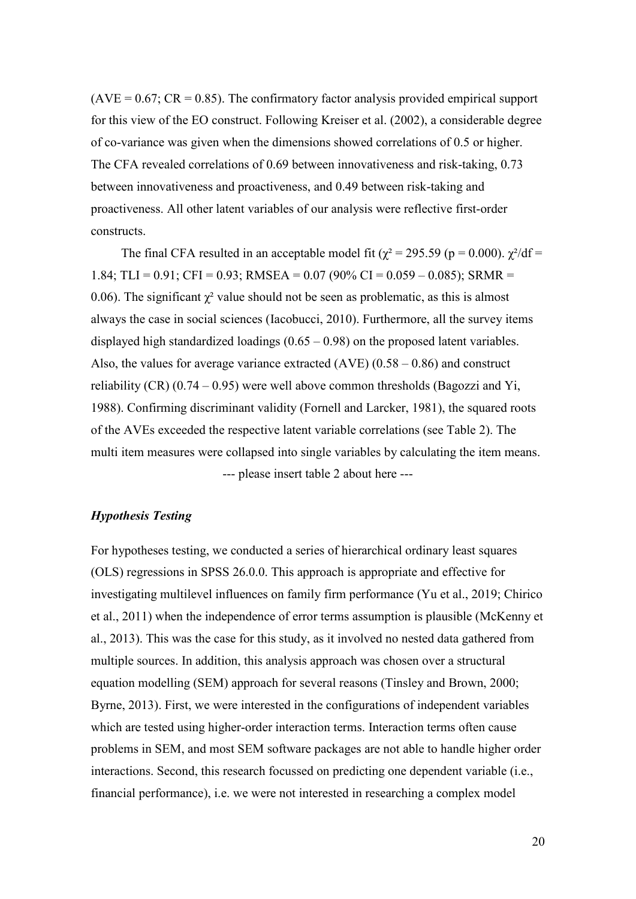(AVE = 0.67; CR = 0.85). The confirmatory factor analysis provided empirical support for this view of the EO construct. Following Kreiser et al. (2002), a considerable degree of co-variance was given when the dimensions showed correlations of 0.5 or higher. The CFA revealed correlations of 0.69 between innovativeness and risk-taking, 0.73 between innovativeness and proactiveness, and 0.49 between risk-taking and proactiveness. All other latent variables of our analysis were reflective first-order constructs.

The final CFA resulted in an acceptable model fit ($\chi^2 = 295.59$ ($p = 0.000$). $\chi^2/df = 1.84$; TLI = 0.91; CFI = 0.93; RMSEA = 0.07 (90% CI = 0.059 – 0.085); SRMR = 0.06). The significant $\chi^2$ value should not be seen as problematic, as this is almost always the case in social sciences (Iacobucci, 2010). Furthermore, all the survey items displayed high standardized loadings (0.65 – 0.98) on the proposed latent variables. Also, the values for average variance extracted (AVE) (0.58 – 0.86) and construct reliability (CR) (0.74 – 0.95) were well above common thresholds (Bagozzi and Yi, 1988). Confirming discriminant validity (Fornell and Larcker, 1981), the squared roots of the AVEs exceeded the respective latent variable correlations (see Table 2). The multi item measures were collapsed into single variables by calculating the item means.

--- please insert table 2 about here ---

### *Hypothesis Testing*

For hypotheses testing, we conducted a series of hierarchical ordinary least squares (OLS) regressions in SPSS 26.0.0. This approach is appropriate and effective for investigating multilevel influences on family firm performance (Yu et al., 2019; Chirico et al., 2011) when the independence of error terms assumption is plausible (McKenny et al., 2013). This was the case for this study, as it involved no nested data gathered from multiple sources. In addition, this analysis approach was chosen over a structural equation modelling (SEM) approach for several reasons (Tinsley and Brown, 2000; Byrne, 2013). First, we were interested in the configurations of independent variables which are tested using higher-order interaction terms. Interaction terms often cause problems in SEM, and most SEM software packages are not able to handle higher order interactions. Second, this research focussed on predicting one dependent variable (i.e., financial performance), i.e. we were not interested in researching a complex model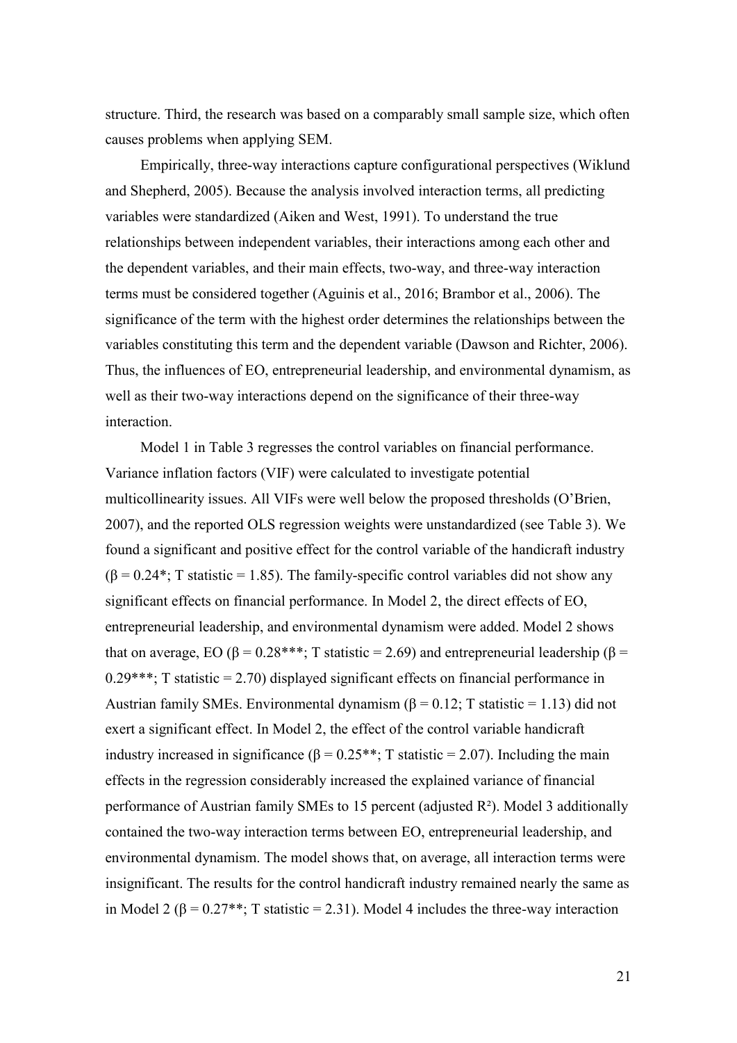structure. Third, the research was based on a comparably small sample size, which often causes problems when applying SEM.

Empirically, three-way interactions capture configurational perspectives (Wiklund and Shepherd, 2005). Because the analysis involved interaction terms, all predicting variables were standardized (Aiken and West, 1991). To understand the true relationships between independent variables, their interactions among each other and the dependent variables, and their main effects, two-way, and three-way interaction terms must be considered together (Aguinis et al., 2016; Brambor et al., 2006). The significance of the term with the highest order determines the relationships between the variables constituting this term and the dependent variable (Dawson and Richter, 2006). Thus, the influences of EO, entrepreneurial leadership, and environmental dynamism, as well as their two-way interactions depend on the significance of their three-way interaction.

Model 1 in Table 3 regresses the control variables on financial performance. Variance inflation factors (VIF) were calculated to investigate potential multicollinearity issues. All VIFs were well below the proposed thresholds (O'Brien, 2007), and the reported OLS regression weights were unstandardized (see Table 3). We found a significant and positive effect for the control variable of the handicraft industry ($\beta = 0.24$*; T statistic = 1.85). The family-specific control variables did not show any significant effects on financial performance. In Model 2, the direct effects of EO, entrepreneurial leadership, and environmental dynamism were added. Model 2 shows that on average, EO ($\beta = 0.28$***; T statistic = 2.69) and entrepreneurial leadership ($\beta = 0.29$***; T statistic = 2.70) displayed significant effects on financial performance in Austrian family SMEs. Environmental dynamism ($\beta = 0.12$; T statistic = 1.13) did not exert a significant effect. In Model 2, the effect of the control variable handicraft industry increased in significance ($\beta = 0.25$**; T statistic = 2.07). Including the main effects in the regression considerably increased the explained variance of financial performance of Austrian family SMEs to 15 percent (adjusted $R^2$). Model 3 additionally contained the two-way interaction terms between EO, entrepreneurial leadership, and environmental dynamism. The model shows that, on average, all interaction terms were insignificant. The results for the control handicraft industry remained nearly the same as in Model 2 ($\beta = 0.27$**; T statistic = 2.31). Model 4 includes the three-way interaction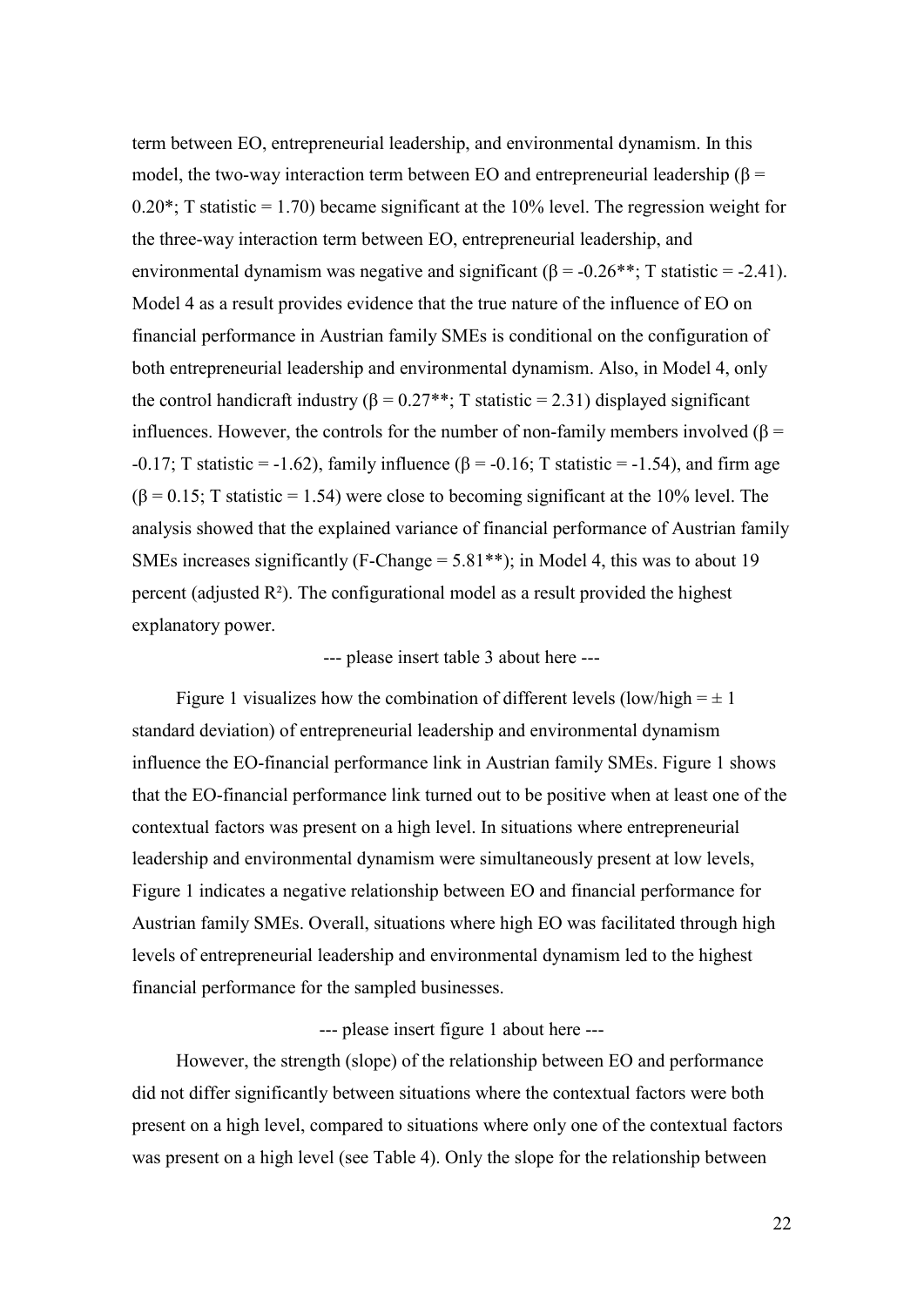term between EO, entrepreneurial leadership, and environmental dynamism. In this model, the two-way interaction term between EO and entrepreneurial leadership ($\beta = 0.20^{*}$; T statistic = 1.70) became significant at the 10% level. The regression weight for the three-way interaction term between EO, entrepreneurial leadership, and environmental dynamism was negative and significant ($\beta = -0.26^{**}$; T statistic = -2.41). Model 4 as a result provides evidence that the true nature of the influence of EO on financial performance in Austrian family SMEs is conditional on the configuration of both entrepreneurial leadership and environmental dynamism. Also, in Model 4, only the control handicraft industry ($\beta = 0.27^{**}$; T statistic = 2.31) displayed significant influences. However, the controls for the number of non-family members involved ($\beta = -0.17$; T statistic = -1.62), family influence ($\beta = -0.16$; T statistic = -1.54), and firm age ($\beta = 0.15$; T statistic = 1.54) were close to becoming significant at the 10% level. The analysis showed that the explained variance of financial performance of Austrian family SMEs increases significantly (F-Change = 5.81**); in Model 4, this was to about 19 percent (adjusted $R^2$). The configurational model as a result provided the highest explanatory power.

--- please insert table 3 about here ---

Figure 1 visualizes how the combination of different levels (low/high = ± 1 standard deviation) of entrepreneurial leadership and environmental dynamism influence the EO-financial performance link in Austrian family SMEs. Figure 1 shows that the EO-financial performance link turned out to be positive when at least one of the contextual factors was present on a high level. In situations where entrepreneurial leadership and environmental dynamism were simultaneously present at low levels, Figure 1 indicates a negative relationship between EO and financial performance for Austrian family SMEs. Overall, situations where high EO was facilitated through high levels of entrepreneurial leadership and environmental dynamism led to the highest financial performance for the sampled businesses.

--- please insert figure 1 about here ---

However, the strength (slope) of the relationship between EO and performance did not differ significantly between situations where the contextual factors were both present on a high level, compared to situations where only one of the contextual factors was present on a high level (see Table 4). Only the slope for the relationship between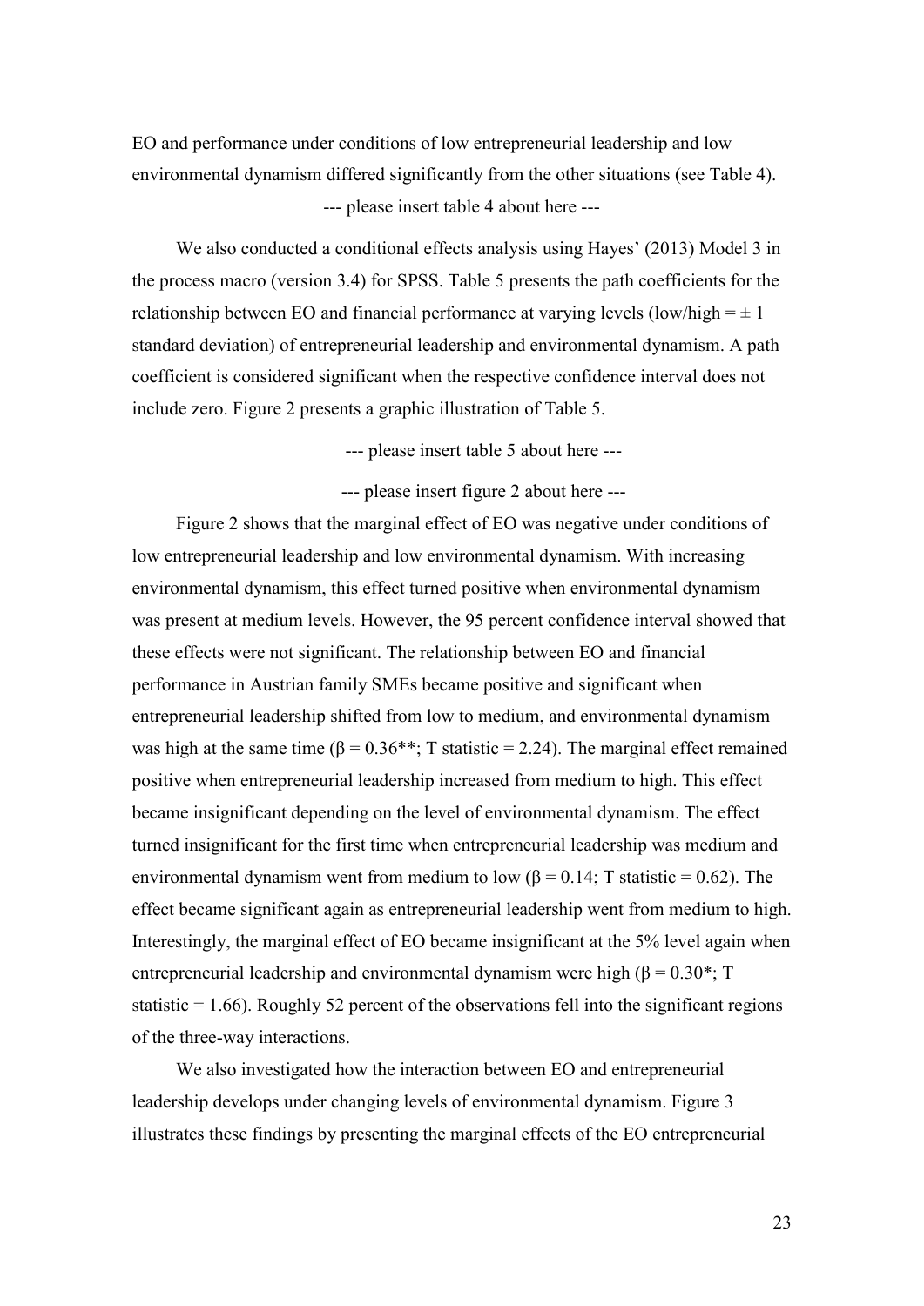EO and performance under conditions of low entrepreneurial leadership and low environmental dynamism differed significantly from the other situations (see Table 4).

--- please insert table 4 about here ---

We also conducted a conditional effects analysis using Hayes' (2013) Model 3 in the process macro (version 3.4) for SPSS. Table 5 presents the path coefficients for the relationship between EO and financial performance at varying levels (low/high = $\pm$ 1 standard deviation) of entrepreneurial leadership and environmental dynamism. A path coefficient is considered significant when the respective confidence interval does not include zero. Figure 2 presents a graphic illustration of Table 5.

--- please insert table 5 about here ---

--- please insert figure 2 about here ---

Figure 2 shows that the marginal effect of EO was negative under conditions of low entrepreneurial leadership and low environmental dynamism. With increasing environmental dynamism, this effect turned positive when environmental dynamism was present at medium levels. However, the 95 percent confidence interval showed that these effects were not significant. The relationship between EO and financial performance in Austrian family SMEs became positive and significant when entrepreneurial leadership shifted from low to medium, and environmental dynamism was high at the same time ($\beta = 0.36^{**}$; T statistic = 2.24). The marginal effect remained positive when entrepreneurial leadership increased from medium to high. This effect became insignificant depending on the level of environmental dynamism. The effect turned insignificant for the first time when entrepreneurial leadership was medium and environmental dynamism went from medium to low ($\beta = 0.14$; T statistic = 0.62). The effect became significant again as entrepreneurial leadership went from medium to high. Interestingly, the marginal effect of EO became insignificant at the 5% level again when entrepreneurial leadership and environmental dynamism were high ($\beta = 0.30^{*}$; T statistic = 1.66). Roughly 52 percent of the observations fell into the significant regions of the three-way interactions.

We also investigated how the interaction between EO and entrepreneurial leadership develops under changing levels of environmental dynamism. Figure 3 illustrates these findings by presenting the marginal effects of the EO entrepreneurial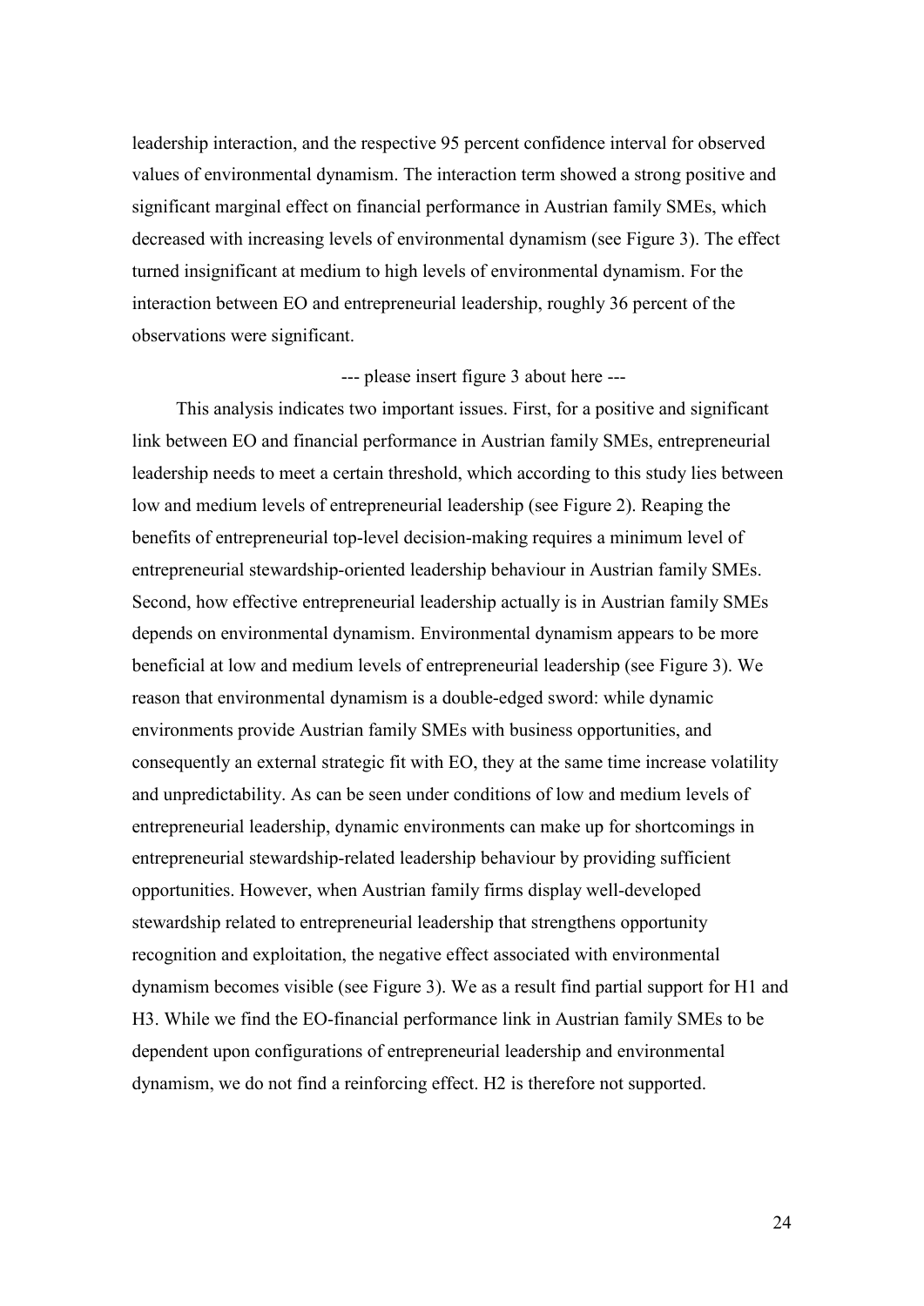leadership interaction, and the respective 95 percent confidence interval for observed values of environmental dynamism. The interaction term showed a strong positive and significant marginal effect on financial performance in Austrian family SMEs, which decreased with increasing levels of environmental dynamism (see Figure 3). The effect turned insignificant at medium to high levels of environmental dynamism. For the interaction between EO and entrepreneurial leadership, roughly 36 percent of the observations were significant.

--- please insert figure 3 about here ---

This analysis indicates two important issues. First, for a positive and significant link between EO and financial performance in Austrian family SMEs, entrepreneurial leadership needs to meet a certain threshold, which according to this study lies between low and medium levels of entrepreneurial leadership (see Figure 2). Reaping the benefits of entrepreneurial top-level decision-making requires a minimum level of entrepreneurial stewardship-oriented leadership behaviour in Austrian family SMEs. Second, how effective entrepreneurial leadership actually is in Austrian family SMEs depends on environmental dynamism. Environmental dynamism appears to be more beneficial at low and medium levels of entrepreneurial leadership (see Figure 3). We reason that environmental dynamism is a double-edged sword: while dynamic environments provide Austrian family SMEs with business opportunities, and consequently an external strategic fit with EO, they at the same time increase volatility and unpredictability. As can be seen under conditions of low and medium levels of entrepreneurial leadership, dynamic environments can make up for shortcomings in entrepreneurial stewardship-related leadership behaviour by providing sufficient opportunities. However, when Austrian family firms display well-developed stewardship related to entrepreneurial leadership that strengthens opportunity recognition and exploitation, the negative effect associated with environmental dynamism becomes visible (see Figure 3). We as a result find partial support for H1 and H3. While we find the EO-financial performance link in Austrian family SMEs to be dependent upon configurations of entrepreneurial leadership and environmental dynamism, we do not find a reinforcing effect. H2 is therefore not supported.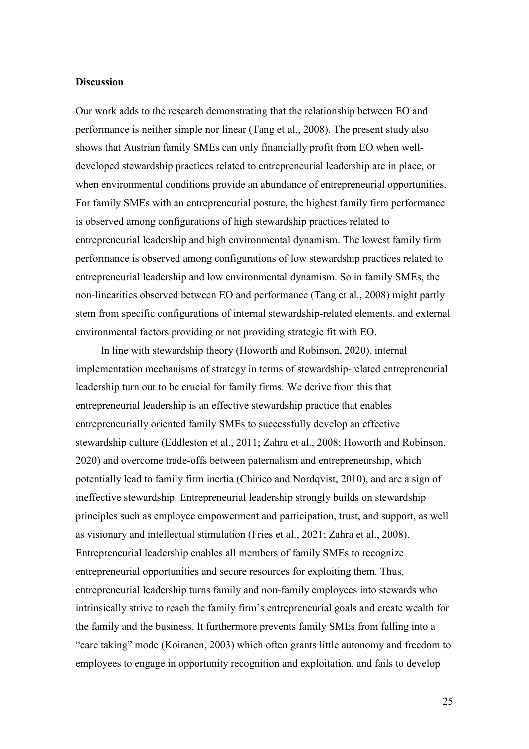**Discussion**

Our work adds to the research demonstrating that the relationship between EO and performance is neither simple nor linear (Tang et al., 2008). The present study also shows that Austrian family SMEs can only financially profit from EO when well-developed stewardship practices related to entrepreneurial leadership are in place, or when environmental conditions provide an abundance of entrepreneurial opportunities. For family SMEs with an entrepreneurial posture, the highest family firm performance is observed among configurations of high stewardship practices related to entrepreneurial leadership and high environmental dynamism. The lowest family firm performance is observed among configurations of low stewardship practices related to entrepreneurial leadership and low environmental dynamism. So in family SMEs, the non-linearities observed between EO and performance (Tang et al., 2008) might partly stem from specific configurations of internal stewardship-related elements, and external environmental factors providing or not providing strategic fit with EO.

In line with stewardship theory (Howorth and Robinson, 2020), internal implementation mechanisms of strategy in terms of stewardship-related entrepreneurial leadership turn out to be crucial for family firms. We derive from this that entrepreneurial leadership is an effective stewardship practice that enables entrepreneurially oriented family SMEs to successfully develop an effective stewardship culture (Eddleston et al., 2011; Zahra et al., 2008; Howorth and Robinson, 2020) and overcome trade-offs between paternalism and entrepreneurship, which potentially lead to family firm inertia (Chirico and Nordqvist, 2010), and are a sign of ineffective stewardship. Entrepreneurial leadership strongly builds on stewardship principles such as employee empowerment and participation, trust, and support, as well as visionary and intellectual stimulation (Fries et al., 2021; Zahra et al., 2008). Entrepreneurial leadership enables all members of family SMEs to recognize entrepreneurial opportunities and secure resources for exploiting them. Thus, entrepreneurial leadership turns family and non-family employees into stewards who intrinsically strive to reach the family firm's entrepreneurial goals and create wealth for the family and the business. It furthermore prevents family SMEs from falling into a "care taking" mode (Koiranen, 2003) which often grants little autonomy and freedom to employees to engage in opportunity recognition and exploitation, and fails to develop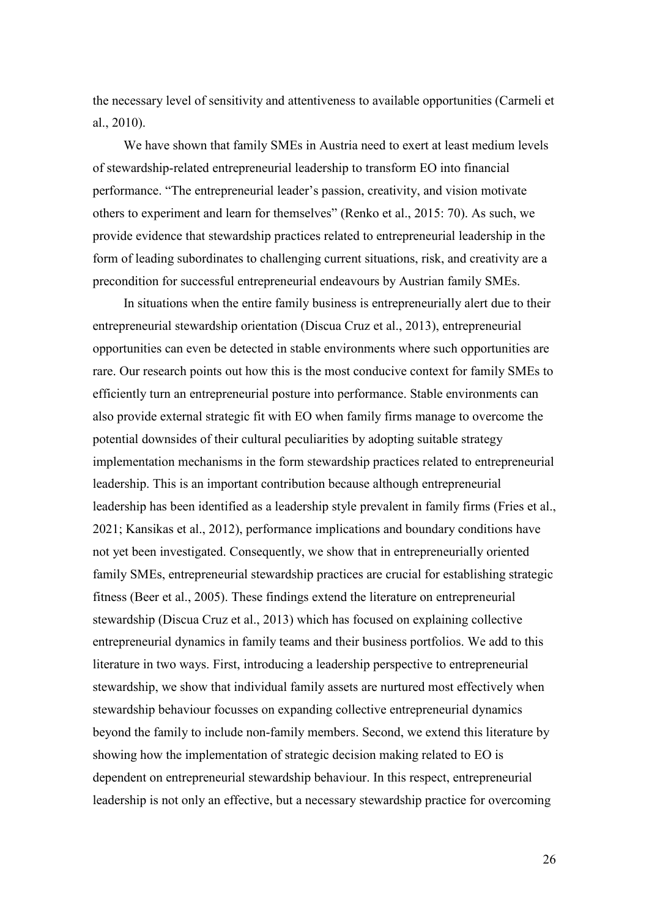the necessary level of sensitivity and attentiveness to available opportunities (Carmeli et al., 2010).

We have shown that family SMEs in Austria need to exert at least medium levels of stewardship-related entrepreneurial leadership to transform EO into financial performance. "The entrepreneurial leader's passion, creativity, and vision motivate others to experiment and learn for themselves" (Renko et al., 2015: 70). As such, we provide evidence that stewardship practices related to entrepreneurial leadership in the form of leading subordinates to challenging current situations, risk, and creativity are a precondition for successful entrepreneurial endeavours by Austrian family SMEs.

In situations when the entire family business is entrepreneurially alert due to their entrepreneurial stewardship orientation (Discua Cruz et al., 2013), entrepreneurial opportunities can even be detected in stable environments where such opportunities are rare. Our research points out how this is the most conducive context for family SMEs to efficiently turn an entrepreneurial posture into performance. Stable environments can also provide external strategic fit with EO when family firms manage to overcome the potential downsides of their cultural peculiarities by adopting suitable strategy implementation mechanisms in the form stewardship practices related to entrepreneurial leadership. This is an important contribution because although entrepreneurial leadership has been identified as a leadership style prevalent in family firms (Fries et al., 2021; Kansikas et al., 2012), performance implications and boundary conditions have not yet been investigated. Consequently, we show that in entrepreneurially oriented family SMEs, entrepreneurial stewardship practices are crucial for establishing strategic fitness (Beer et al., 2005). These findings extend the literature on entrepreneurial stewardship (Discua Cruz et al., 2013) which has focused on explaining collective entrepreneurial dynamics in family teams and their business portfolios. We add to this literature in two ways. First, introducing a leadership perspective to entrepreneurial stewardship, we show that individual family assets are nurtured most effectively when stewardship behaviour focusses on expanding collective entrepreneurial dynamics beyond the family to include non-family members. Second, we extend this literature by showing how the implementation of strategic decision making related to EO is dependent on entrepreneurial stewardship behaviour. In this respect, entrepreneurial leadership is not only an effective, but a necessary stewardship practice for overcoming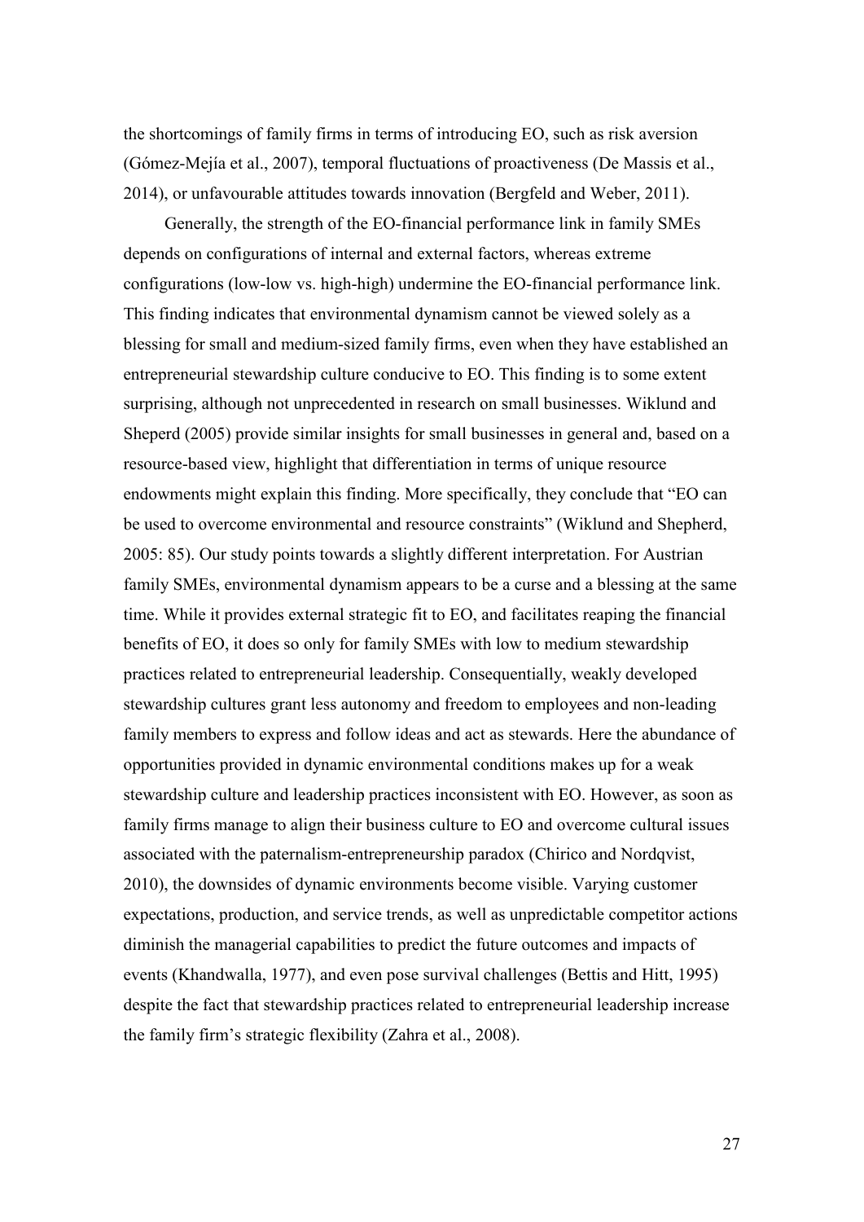the shortcomings of family firms in terms of introducing EO, such as risk aversion (Gómez-Mejía et al., 2007), temporal fluctuations of proactiveness (De Massis et al., 2014), or unfavourable attitudes towards innovation (Bergfeld and Weber, 2011).

Generally, the strength of the EO-financial performance link in family SMEs depends on configurations of internal and external factors, whereas extreme configurations (low-low vs. high-high) undermine the EO-financial performance link. This finding indicates that environmental dynamism cannot be viewed solely as a blessing for small and medium-sized family firms, even when they have established an entrepreneurial stewardship culture conducive to EO. This finding is to some extent surprising, although not unprecedented in research on small businesses. Wiklund and Sheperd (2005) provide similar insights for small businesses in general and, based on a resource-based view, highlight that differentiation in terms of unique resource endowments might explain this finding. More specifically, they conclude that "EO can be used to overcome environmental and resource constraints" (Wiklund and Shepherd, 2005: 85). Our study points towards a slightly different interpretation. For Austrian family SMEs, environmental dynamism appears to be a curse and a blessing at the same time. While it provides external strategic fit to EO, and facilitates reaping the financial benefits of EO, it does so only for family SMEs with low to medium stewardship practices related to entrepreneurial leadership. Consequentially, weakly developed stewardship cultures grant less autonomy and freedom to employees and non-leading family members to express and follow ideas and act as stewards. Here the abundance of opportunities provided in dynamic environmental conditions makes up for a weak stewardship culture and leadership practices inconsistent with EO. However, as soon as family firms manage to align their business culture to EO and overcome cultural issues associated with the paternalism-entrepreneurship paradox (Chirico and Nordqvist, 2010), the downsides of dynamic environments become visible. Varying customer expectations, production, and service trends, as well as unpredictable competitor actions diminish the managerial capabilities to predict the future outcomes and impacts of events (Khandwalla, 1977), and even pose survival challenges (Bettis and Hitt, 1995) despite the fact that stewardship practices related to entrepreneurial leadership increase the family firm's strategic flexibility (Zahra et al., 2008).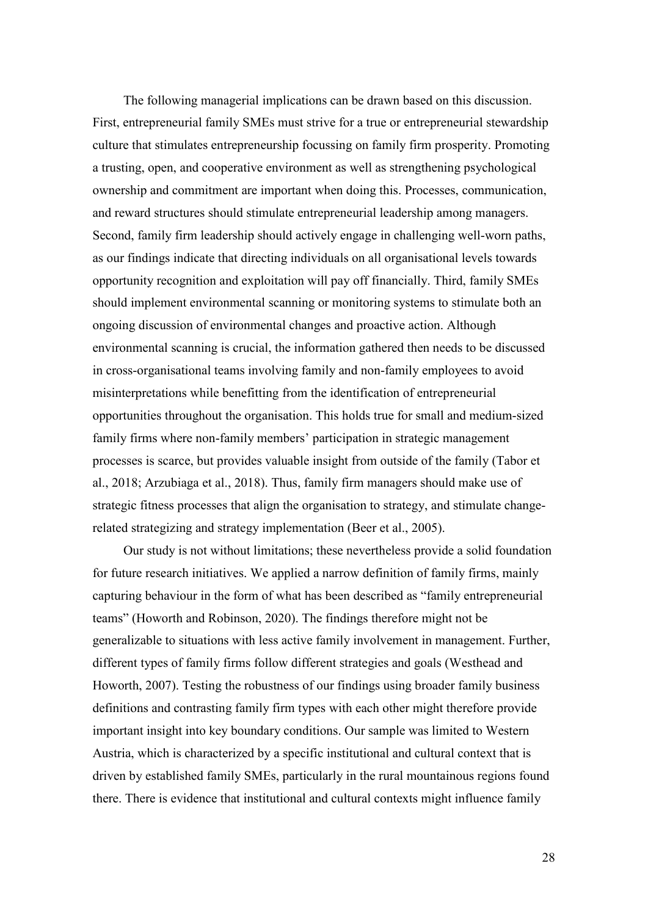The following managerial implications can be drawn based on this discussion. First, entrepreneurial family SMEs must strive for a true or entrepreneurial stewardship culture that stimulates entrepreneurship focussing on family firm prosperity. Promoting a trusting, open, and cooperative environment as well as strengthening psychological ownership and commitment are important when doing this. Processes, communication, and reward structures should stimulate entrepreneurial leadership among managers. Second, family firm leadership should actively engage in challenging well-worn paths, as our findings indicate that directing individuals on all organisational levels towards opportunity recognition and exploitation will pay off financially. Third, family SMEs should implement environmental scanning or monitoring systems to stimulate both an ongoing discussion of environmental changes and proactive action. Although environmental scanning is crucial, the information gathered then needs to be discussed in cross-organisational teams involving family and non-family employees to avoid misinterpretations while benefitting from the identification of entrepreneurial opportunities throughout the organisation. This holds true for small and medium-sized family firms where non-family members' participation in strategic management processes is scarce, but provides valuable insight from outside of the family (Tabor et al., 2018; Arzubiaga et al., 2018). Thus, family firm managers should make use of strategic fitness processes that align the organisation to strategy, and stimulate change-related strategizing and strategy implementation (Beer et al., 2005).

Our study is not without limitations; these nevertheless provide a solid foundation for future research initiatives. We applied a narrow definition of family firms, mainly capturing behaviour in the form of what has been described as "family entrepreneurial teams" (Howorth and Robinson, 2020). The findings therefore might not be generalizable to situations with less active family involvement in management. Further, different types of family firms follow different strategies and goals (Westhead and Howorth, 2007). Testing the robustness of our findings using broader family business definitions and contrasting family firm types with each other might therefore provide important insight into key boundary conditions. Our sample was limited to Western Austria, which is characterized by a specific institutional and cultural context that is driven by established family SMEs, particularly in the rural mountainous regions found there. There is evidence that institutional and cultural contexts might influence family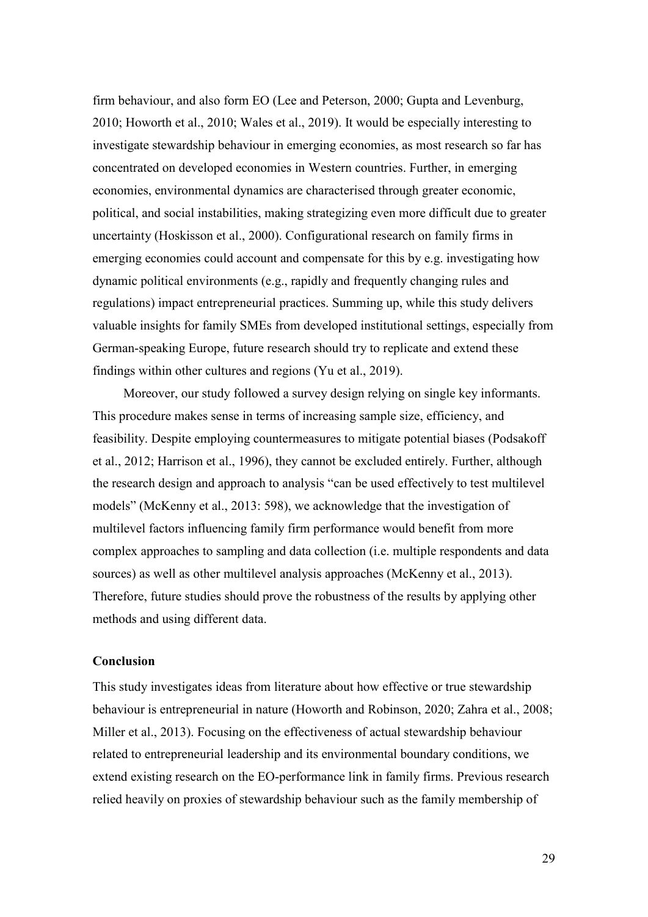firm behaviour, and also form EO (Lee and Peterson, 2000; Gupta and Levenburg, 2010; Howorth et al., 2010; Wales et al., 2019). It would be especially interesting to investigate stewardship behaviour in emerging economies, as most research so far has concentrated on developed economies in Western countries. Further, in emerging economies, environmental dynamics are characterised through greater economic, political, and social instabilities, making strategizing even more difficult due to greater uncertainty (Hoskisson et al., 2000). Configurational research on family firms in emerging economies could account and compensate for this by e.g. investigating how dynamic political environments (e.g., rapidly and frequently changing rules and regulations) impact entrepreneurial practices. Summing up, while this study delivers valuable insights for family SMEs from developed institutional settings, especially from German-speaking Europe, future research should try to replicate and extend these findings within other cultures and regions (Yu et al., 2019).

Moreover, our study followed a survey design relying on single key informants. This procedure makes sense in terms of increasing sample size, efficiency, and feasibility. Despite employing countermeasures to mitigate potential biases (Podsakoff et al., 2012; Harrison et al., 1996), they cannot be excluded entirely. Further, although the research design and approach to analysis "can be used effectively to test multilevel models" (McKenny et al., 2013: 598), we acknowledge that the investigation of multilevel factors influencing family firm performance would benefit from more complex approaches to sampling and data collection (i.e. multiple respondents and data sources) as well as other multilevel analysis approaches (McKenny et al., 2013). Therefore, future studies should prove the robustness of the results by applying other methods and using different data.

## Conclusion

This study investigates ideas from literature about how effective or true stewardship behaviour is entrepreneurial in nature (Howorth and Robinson, 2020; Zahra et al., 2008; Miller et al., 2013). Focusing on the effectiveness of actual stewardship behaviour related to entrepreneurial leadership and its environmental boundary conditions, we extend existing research on the EO-performance link in family firms. Previous research relied heavily on proxies of stewardship behaviour such as the family membership of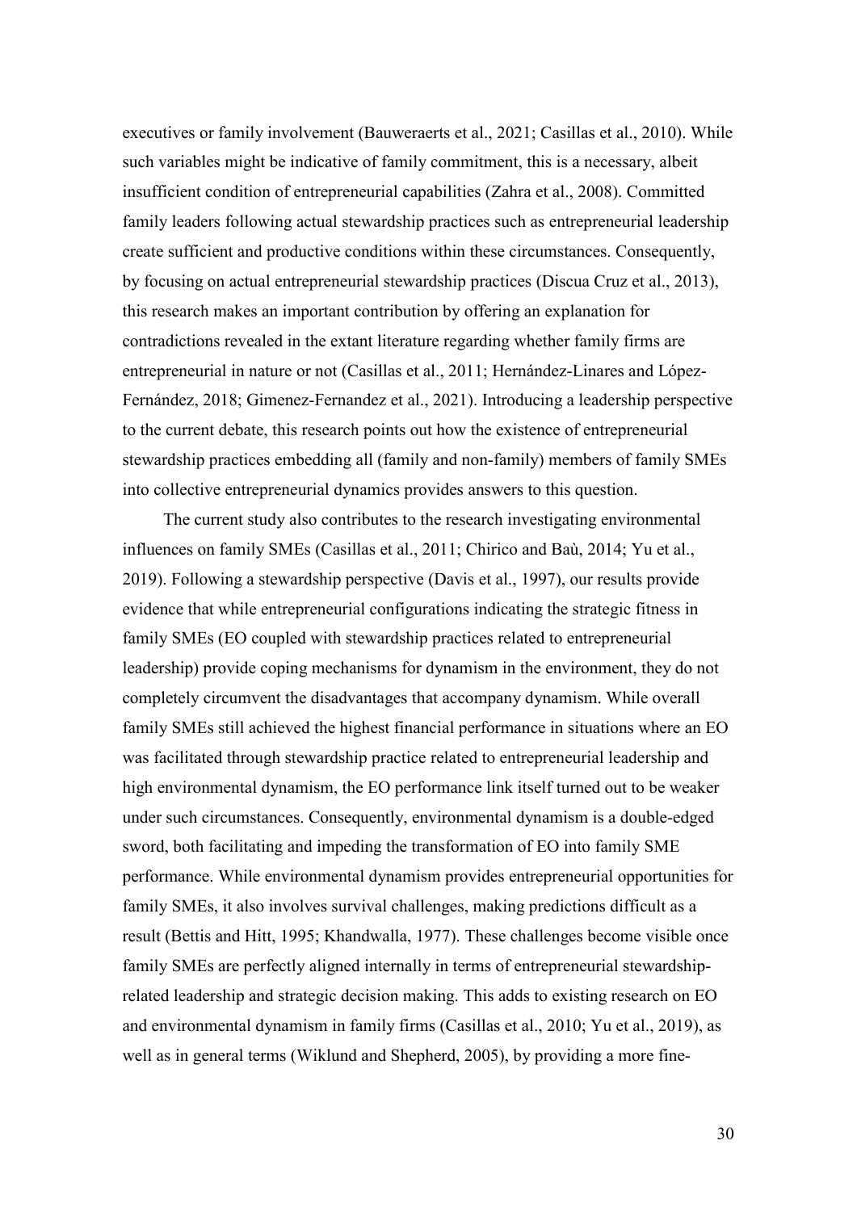executives or family involvement (Bauweraerts et al., 2021; Casillas et al., 2010). While such variables might be indicative of family commitment, this is a necessary, albeit insufficient condition of entrepreneurial capabilities (Zahra et al., 2008). Committed family leaders following actual stewardship practices such as entrepreneurial leadership create sufficient and productive conditions within these circumstances. Consequently, by focusing on actual entrepreneurial stewardship practices (Discua Cruz et al., 2013), this research makes an important contribution by offering an explanation for contradictions revealed in the extant literature regarding whether family firms are entrepreneurial in nature or not (Casillas et al., 2011; Hernández-Linares and López-Fernández, 2018; Gimenez-Fernandez et al., 2021). Introducing a leadership perspective to the current debate, this research points out how the existence of entrepreneurial stewardship practices embedding all (family and non-family) members of family SMEs into collective entrepreneurial dynamics provides answers to this question.

The current study also contributes to the research investigating environmental influences on family SMEs (Casillas et al., 2011; Chirico and Baù, 2014; Yu et al., 2019). Following a stewardship perspective (Davis et al., 1997), our results provide evidence that while entrepreneurial configurations indicating the strategic fitness in family SMEs (EO coupled with stewardship practices related to entrepreneurial leadership) provide coping mechanisms for dynamism in the environment, they do not completely circumvent the disadvantages that accompany dynamism. While overall family SMEs still achieved the highest financial performance in situations where an EO was facilitated through stewardship practice related to entrepreneurial leadership and high environmental dynamism, the EO performance link itself turned out to be weaker under such circumstances. Consequently, environmental dynamism is a double-edged sword, both facilitating and impeding the transformation of EO into family SME performance. While environmental dynamism provides entrepreneurial opportunities for family SMEs, it also involves survival challenges, making predictions difficult as a result (Bettis and Hitt, 1995; Khandwalla, 1977). These challenges become visible once family SMEs are perfectly aligned internally in terms of entrepreneurial stewardship-related leadership and strategic decision making. This adds to existing research on EO and environmental dynamism in family firms (Casillas et al., 2010; Yu et al., 2019), as well as in general terms (Wiklund and Shepherd, 2005), by providing a more fine-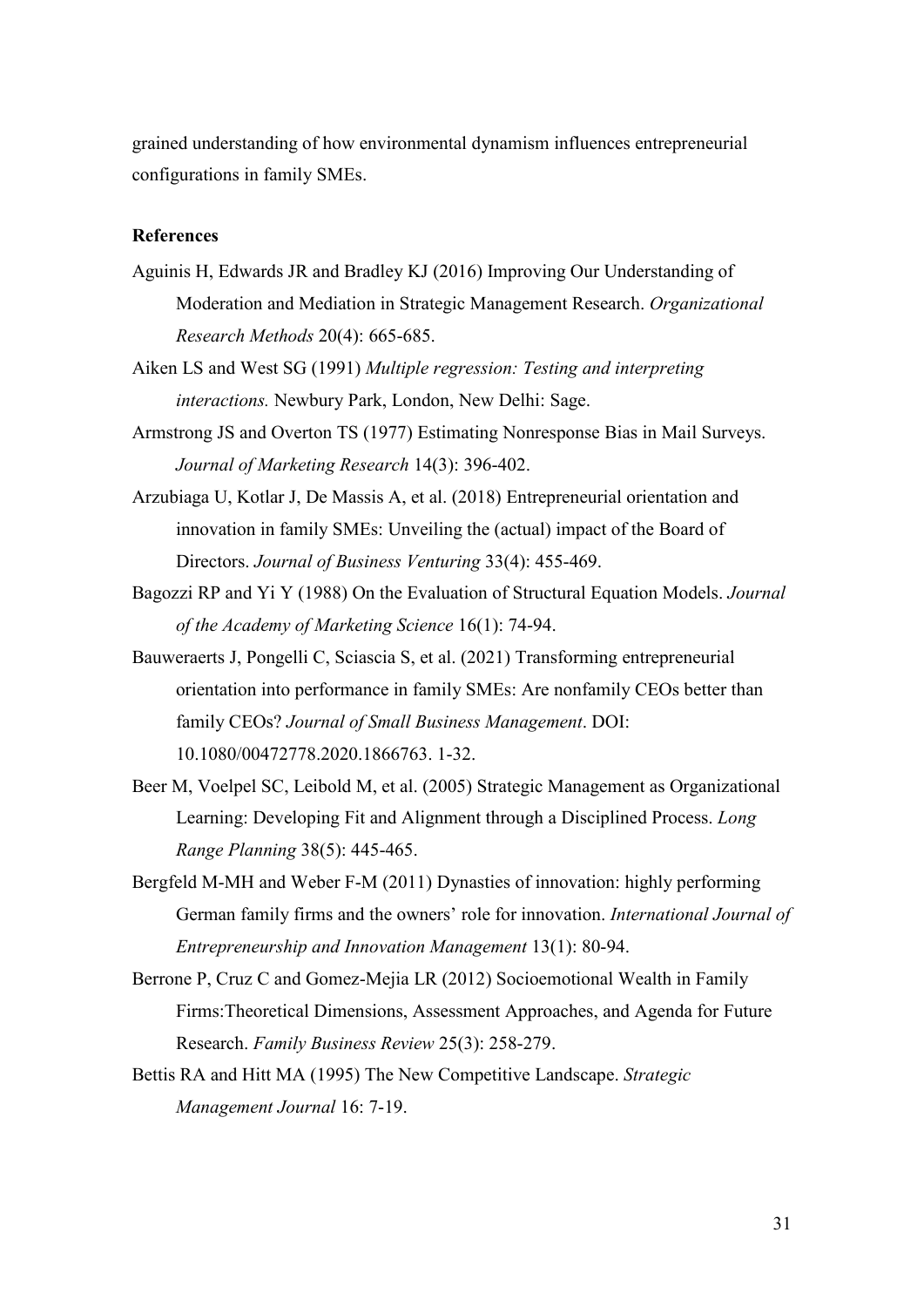grained understanding of how environmental dynamism influences entrepreneurial configurations in family SMEs.

**References**

Aguinis H, Edwards JR and Bradley KJ (2016) Improving Our Understanding of Moderation and Mediation in Strategic Management Research. *Organizational Research Methods* 20(4): 665-685.

Aiken LS and West SG (1991) *Multiple regression: Testing and interpreting interactions.* Newbury Park, London, New Delhi: Sage.

Armstrong JS and Overton TS (1977) Estimating Nonresponse Bias in Mail Surveys. *Journal of Marketing Research* 14(3): 396-402.

Arzubiaga U, Kotlar J, De Massis A, et al. (2018) Entrepreneurial orientation and innovation in family SMEs: Unveiling the (actual) impact of the Board of Directors. *Journal of Business Venturing* 33(4): 455-469.

Bagozzi RP and Yi Y (1988) On the Evaluation of Structural Equation Models. *Journal of the Academy of Marketing Science* 16(1): 74-94.

Bauweraerts J, Pongelli C, Sciascia S, et al. (2021) Transforming entrepreneurial orientation into performance in family SMEs: Are nonfamily CEOs better than family CEOs? *Journal of Small Business Management*. DOI: 10.1080/00472778.2020.1866763. 1-32.

Beer M, Voelpel SC, Leibold M, et al. (2005) Strategic Management as Organizational Learning: Developing Fit and Alignment through a Disciplined Process. *Long Range Planning* 38(5): 445-465.

Bergfeld M-MH and Weber F-M (2011) Dynasties of innovation: highly performing German family firms and the owners' role for innovation. *International Journal of Entrepreneurship and Innovation Management* 13(1): 80-94.

Berrone P, Cruz C and Gomez-Mejia LR (2012) Socioemotional Wealth in Family Firms:Theoretical Dimensions, Assessment Approaches, and Agenda for Future Research. *Family Business Review* 25(3): 258-279.

Bettis RA and Hitt MA (1995) The New Competitive Landscape. *Strategic Management Journal* 16: 7-19.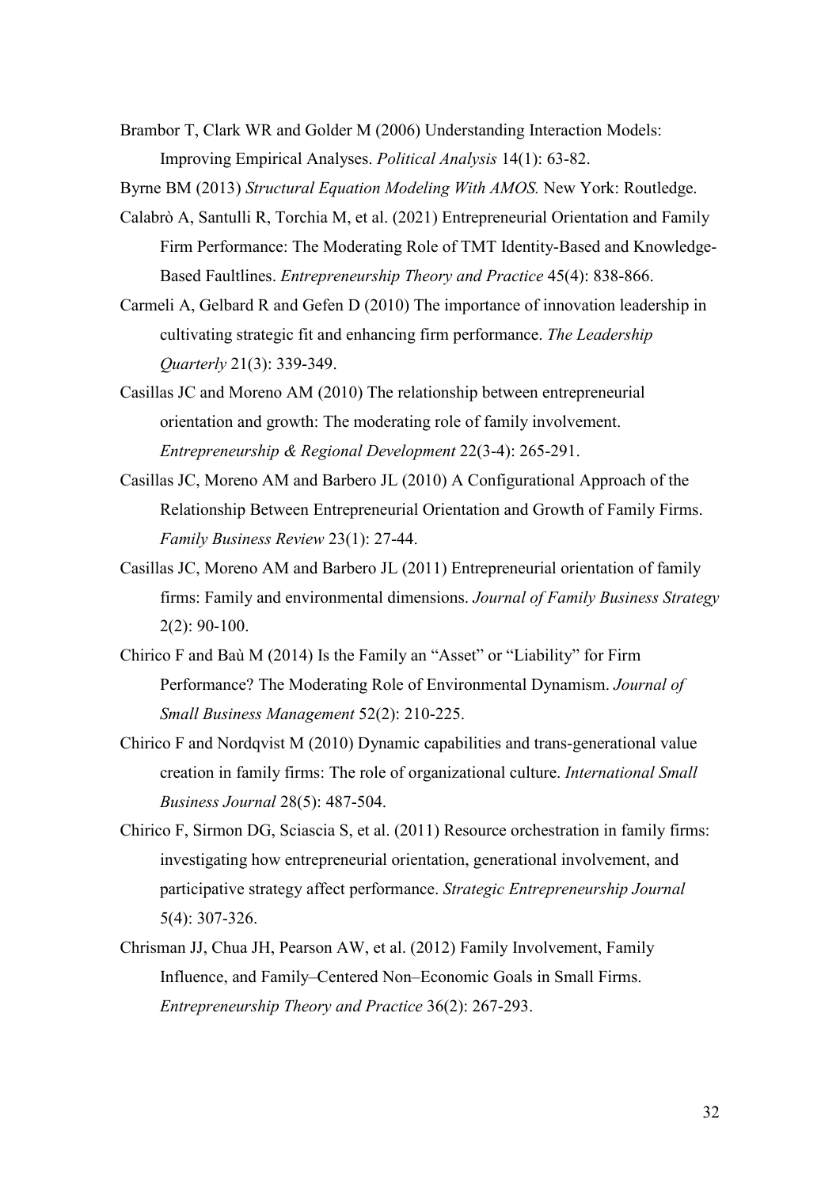Brambor T, Clark WR and Golder M (2006) Understanding Interaction Models: Improving Empirical Analyses. *Political Analysis* 14(1): 63-82.

Byrne BM (2013) *Structural Equation Modeling With AMOS.* New York: Routledge.

Calabrò A, Santulli R, Torchia M, et al. (2021) Entrepreneurial Orientation and Family Firm Performance: The Moderating Role of TMT Identity-Based and Knowledge-Based Faultlines. *Entrepreneurship Theory and Practice* 45(4): 838-866.

Carmeli A, Gelbard R and Gefen D (2010) The importance of innovation leadership in cultivating strategic fit and enhancing firm performance. *The Leadership Quarterly* 21(3): 339-349.

Casillas JC and Moreno AM (2010) The relationship between entrepreneurial orientation and growth: The moderating role of family involvement. *Entrepreneurship & Regional Development* 22(3-4): 265-291.

Casillas JC, Moreno AM and Barbero JL (2010) A Configurational Approach of the Relationship Between Entrepreneurial Orientation and Growth of Family Firms. *Family Business Review* 23(1): 27-44.

Casillas JC, Moreno AM and Barbero JL (2011) Entrepreneurial orientation of family firms: Family and environmental dimensions. *Journal of Family Business Strategy* 2(2): 90-100.

Chirico F and Baù M (2014) Is the Family an "Asset" or "Liability" for Firm Performance? The Moderating Role of Environmental Dynamism. *Journal of Small Business Management* 52(2): 210-225.

Chirico F and Nordqvist M (2010) Dynamic capabilities and trans-generational value creation in family firms: The role of organizational culture. *International Small Business Journal* 28(5): 487-504.

Chirico F, Sirmon DG, Sciascia S, et al. (2011) Resource orchestration in family firms: investigating how entrepreneurial orientation, generational involvement, and participative strategy affect performance. *Strategic Entrepreneurship Journal* 5(4): 307-326.

Chrisman JJ, Chua JH, Pearson AW, et al. (2012) Family Involvement, Family Influence, and Family–Centered Non–Economic Goals in Small Firms. *Entrepreneurship Theory and Practice* 36(2): 267-293.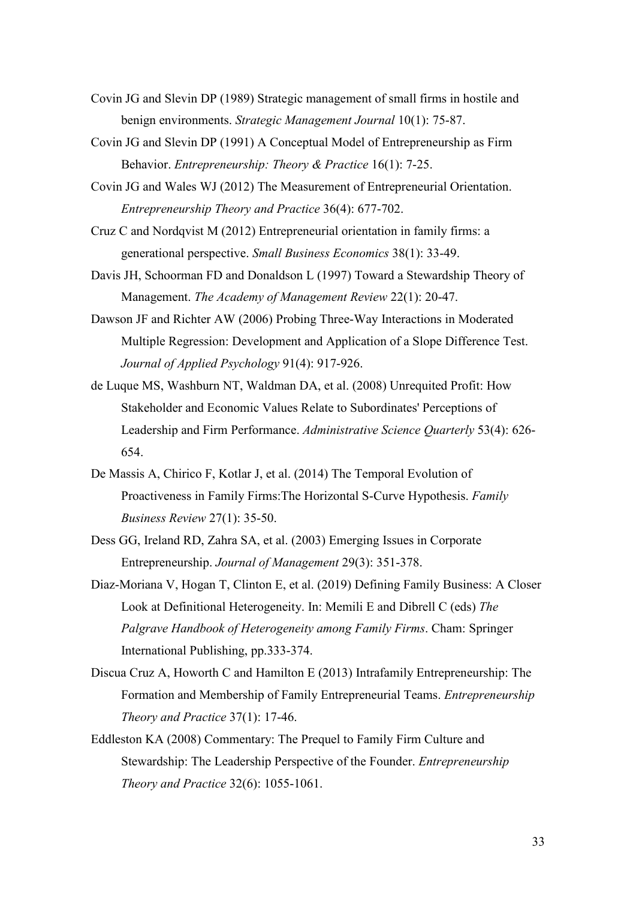Covin JG and Slevin DP (1989) Strategic management of small firms in hostile and benign environments. *Strategic Management Journal* 10(1): 75-87.

Covin JG and Slevin DP (1991) A Conceptual Model of Entrepreneurship as Firm Behavior. *Entrepreneurship: Theory & Practice* 16(1): 7-25.

Covin JG and Wales WJ (2012) The Measurement of Entrepreneurial Orientation. *Entrepreneurship Theory and Practice* 36(4): 677-702.

Cruz C and Nordqvist M (2012) Entrepreneurial orientation in family firms: a generational perspective. *Small Business Economics* 38(1): 33-49.

Davis JH, Schoorman FD and Donaldson L (1997) Toward a Stewardship Theory of Management. *The Academy of Management Review* 22(1): 20-47.

Dawson JF and Richter AW (2006) Probing Three-Way Interactions in Moderated Multiple Regression: Development and Application of a Slope Difference Test. *Journal of Applied Psychology* 91(4): 917-926.

de Luque MS, Washburn NT, Waldman DA, et al. (2008) Unrequited Profit: How Stakeholder and Economic Values Relate to Subordinates' Perceptions of Leadership and Firm Performance. *Administrative Science Quarterly* 53(4): 626-654.

De Massis A, Chirico F, Kotlar J, et al. (2014) The Temporal Evolution of Proactiveness in Family Firms:The Horizontal S-Curve Hypothesis. *Family Business Review* 27(1): 35-50.

Dess GG, Ireland RD, Zahra SA, et al. (2003) Emerging Issues in Corporate Entrepreneurship. *Journal of Management* 29(3): 351-378.

Diaz-Moriana V, Hogan T, Clinton E, et al. (2019) Defining Family Business: A Closer Look at Definitional Heterogeneity. In: Memili E and Dibrell C (eds) *The Palgrave Handbook of Heterogeneity among Family Firms*. Cham: Springer International Publishing, pp.333-374.

Discua Cruz A, Howorth C and Hamilton E (2013) Intrafamily Entrepreneurship: The Formation and Membership of Family Entrepreneurial Teams. *Entrepreneurship Theory and Practice* 37(1): 17-46.

Eddleston KA (2008) Commentary: The Prequel to Family Firm Culture and Stewardship: The Leadership Perspective of the Founder. *Entrepreneurship Theory and Practice* 32(6): 1055-1061.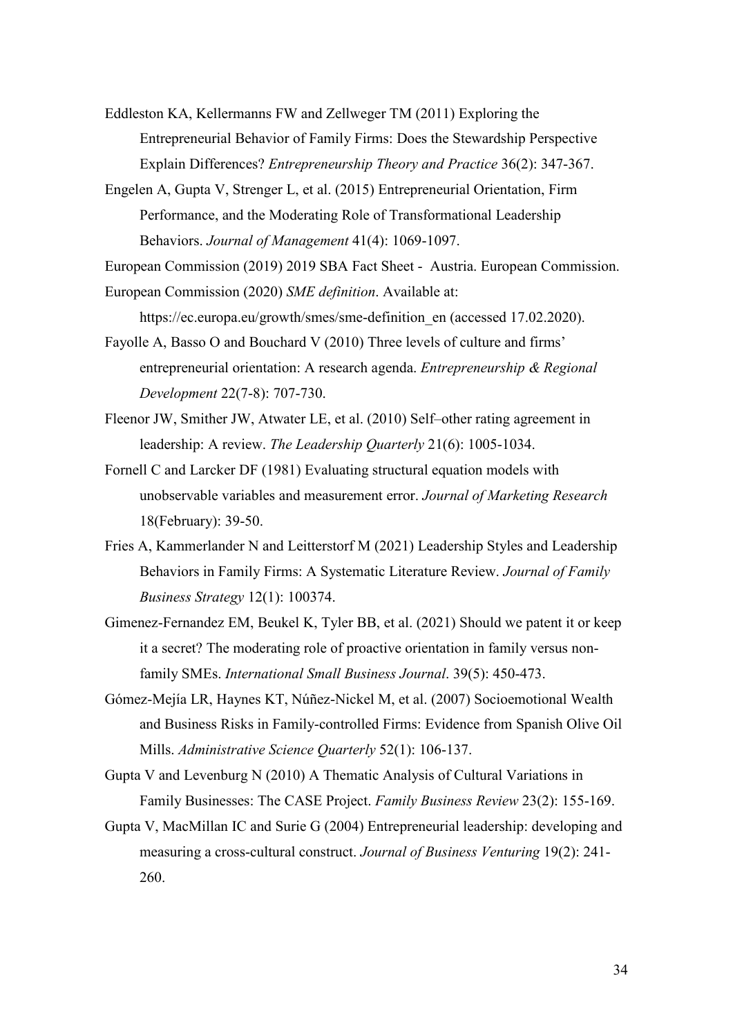Eddleston KA, Kellermanns FW and Zellweger TM (2011) Exploring the Entrepreneurial Behavior of Family Firms: Does the Stewardship Perspective Explain Differences? *Entrepreneurship Theory and Practice* 36(2): 347-367.

Engelen A, Gupta V, Strenger L, et al. (2015) Entrepreneurial Orientation, Firm Performance, and the Moderating Role of Transformational Leadership Behaviors. *Journal of Management* 41(4): 1069-1097.

European Commission (2019) 2019 SBA Fact Sheet - Austria. European Commission.

European Commission (2020) *SME definition*. Available at: https://ec.europa.eu/growth/smes/sme-definition_en (accessed 17.02.2020).

Fayolle A, Basso O and Bouchard V (2010) Three levels of culture and firms' entrepreneurial orientation: A research agenda. *Entrepreneurship & Regional Development* 22(7-8): 707-730.

Fleenor JW, Smither JW, Atwater LE, et al. (2010) Self–other rating agreement in leadership: A review. *The Leadership Quarterly* 21(6): 1005-1034.

Fornell C and Larcker DF (1981) Evaluating structural equation models with unobservable variables and measurement error. *Journal of Marketing Research* 18(February): 39-50.

Fries A, Kammerlander N and Leitterstorf M (2021) Leadership Styles and Leadership Behaviors in Family Firms: A Systematic Literature Review. *Journal of Family Business Strategy* 12(1): 100374.

Gimenez-Fernandez EM, Beukel K, Tyler BB, et al. (2021) Should we patent it or keep it a secret? The moderating role of proactive orientation in family versus non-family SMEs. *International Small Business Journal*. 39(5): 450-473.

Gómez-Mejía LR, Haynes KT, Núñez-Nickel M, et al. (2007) Socioemotional Wealth and Business Risks in Family-controlled Firms: Evidence from Spanish Olive Oil Mills. *Administrative Science Quarterly* 52(1): 106-137.

Gupta V and Levenburg N (2010) A Thematic Analysis of Cultural Variations in Family Businesses: The CASE Project. *Family Business Review* 23(2): 155-169.

Gupta V, MacMillan IC and Surie G (2004) Entrepreneurial leadership: developing and measuring a cross-cultural construct. *Journal of Business Venturing* 19(2): 241-260.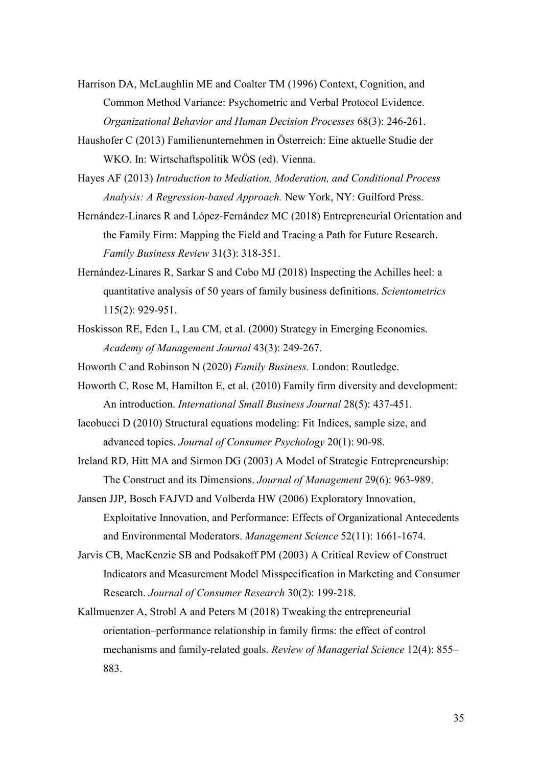Harrison DA, McLaughlin ME and Coalter TM (1996) Context, Cognition, and Common Method Variance: Psychometric and Verbal Protocol Evidence. *Organizational Behavior and Human Decision Processes* 68(3): 246-261.

Haushofer C (2013) Familienunternehmen in Österreich: Eine aktuelle Studie der WKO. In: Wirtschaftspolitik WÖS (ed). Vienna.

Hayes AF (2013) *Introduction to Mediation, Moderation, and Conditional Process Analysis: A Regression-based Approach.* New York, NY: Guilford Press.

Hernández-Linares R and López-Fernández MC (2018) Entrepreneurial Orientation and the Family Firm: Mapping the Field and Tracing a Path for Future Research. *Family Business Review* 31(3): 318-351.

Hernández-Linares R, Sarkar S and Cobo MJ (2018) Inspecting the Achilles heel: a quantitative analysis of 50 years of family business definitions. *Scientometrics* 115(2): 929-951.

Hoskisson RE, Eden L, Lau CM, et al. (2000) Strategy in Emerging Economies. *Academy of Management Journal* 43(3): 249-267.

Howorth C and Robinson N (2020) *Family Business.* London: Routledge.

Howorth C, Rose M, Hamilton E, et al. (2010) Family firm diversity and development: An introduction. *International Small Business Journal* 28(5): 437-451.

Iacobucci D (2010) Structural equations modeling: Fit Indices, sample size, and advanced topics. *Journal of Consumer Psychology* 20(1): 90-98.

Ireland RD, Hitt MA and Sirmon DG (2003) A Model of Strategic Entrepreneurship: The Construct and its Dimensions. *Journal of Management* 29(6): 963-989.

Jansen JJP, Bosch FAJVD and Volberda HW (2006) Exploratory Innovation, Exploitative Innovation, and Performance: Effects of Organizational Antecedents and Environmental Moderators. *Management Science* 52(11): 1661-1674.

Jarvis CB, MacKenzie SB and Podsakoff PM (2003) A Critical Review of Construct Indicators and Measurement Model Misspecification in Marketing and Consumer Research. *Journal of Consumer Research* 30(2): 199-218.

Kallmuenzer A, Strobl A and Peters M (2018) Tweaking the entrepreneurial orientation–performance relationship in family firms: the effect of control mechanisms and family-related goals. *Review of Managerial Science* 12(4): 855–883.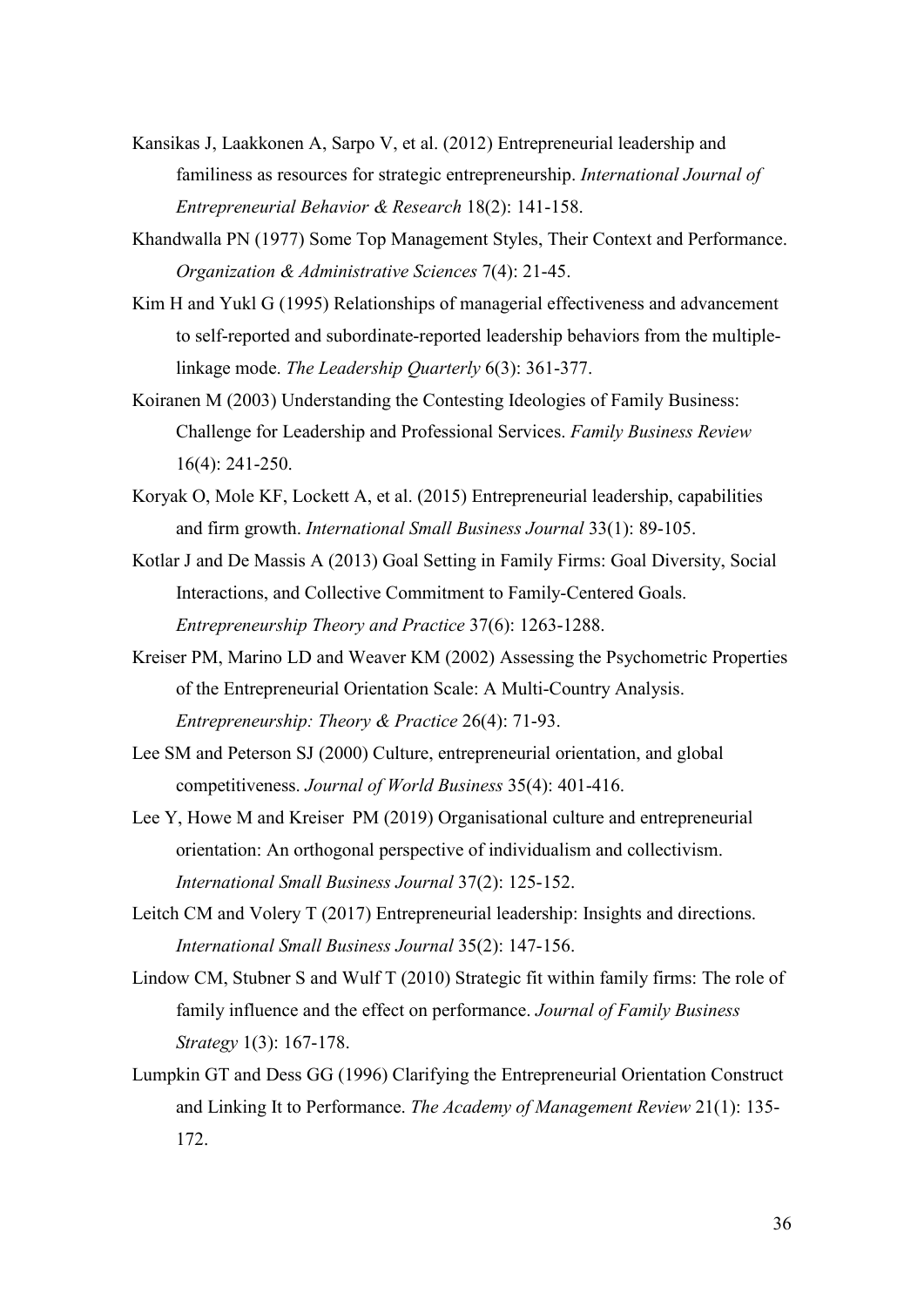Kansikas J, Laakkonen A, Sarpo V, et al. (2012) Entrepreneurial leadership and familiness as resources for strategic entrepreneurship. *International Journal of Entrepreneurial Behavior & Research* 18(2): 141-158.

Khandwalla PN (1977) Some Top Management Styles, Their Context and Performance. *Organization & Administrative Sciences* 7(4): 21-45.

Kim H and Yukl G (1995) Relationships of managerial effectiveness and advancement to self-reported and subordinate-reported leadership behaviors from the multiple-linkage mode. *The Leadership Quarterly* 6(3): 361-377.

Koiranen M (2003) Understanding the Contesting Ideologies of Family Business: Challenge for Leadership and Professional Services. *Family Business Review* 16(4): 241-250.

Koryak O, Mole KF, Lockett A, et al. (2015) Entrepreneurial leadership, capabilities and firm growth. *International Small Business Journal* 33(1): 89-105.

Kotlar J and De Massis A (2013) Goal Setting in Family Firms: Goal Diversity, Social Interactions, and Collective Commitment to Family-Centered Goals. *Entrepreneurship Theory and Practice* 37(6): 1263-1288.

Kreiser PM, Marino LD and Weaver KM (2002) Assessing the Psychometric Properties of the Entrepreneurial Orientation Scale: A Multi-Country Analysis. *Entrepreneurship: Theory & Practice* 26(4): 71-93.

Lee SM and Peterson SJ (2000) Culture, entrepreneurial orientation, and global competitiveness. *Journal of World Business* 35(4): 401-416.

Lee Y, Howe M and Kreiser PM (2019) Organisational culture and entrepreneurial orientation: An orthogonal perspective of individualism and collectivism. *International Small Business Journal* 37(2): 125-152.

Leitch CM and Volery T (2017) Entrepreneurial leadership: Insights and directions. *International Small Business Journal* 35(2): 147-156.

Lindow CM, Stubner S and Wulf T (2010) Strategic fit within family firms: The role of family influence and the effect on performance. *Journal of Family Business Strategy* 1(3): 167-178.

Lumpkin GT and Dess GG (1996) Clarifying the Entrepreneurial Orientation Construct and Linking It to Performance. *The Academy of Management Review* 21(1): 135-172.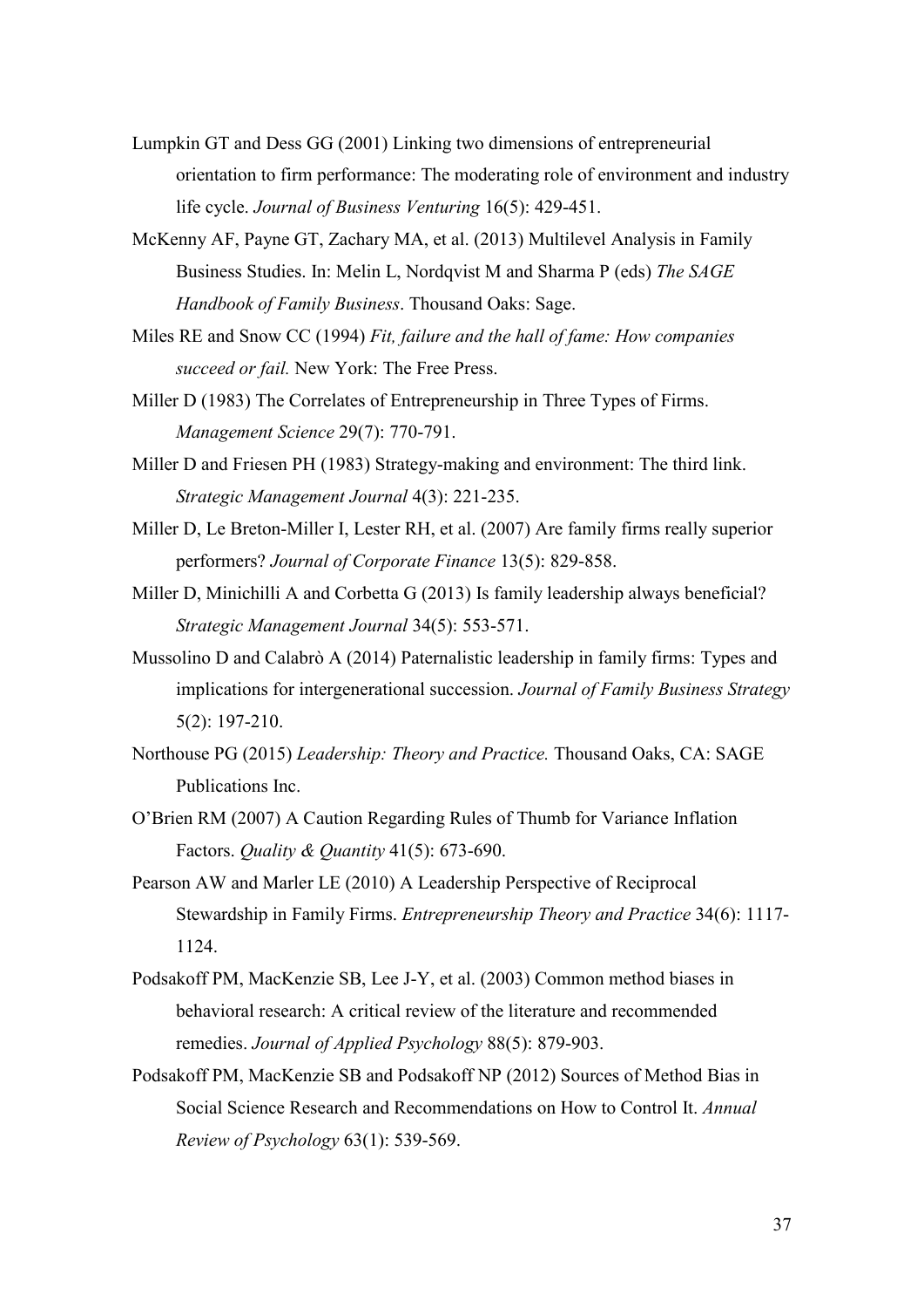Lumpkin GT and Dess GG (2001) Linking two dimensions of entrepreneurial orientation to firm performance: The moderating role of environment and industry life cycle. *Journal of Business Venturing* 16(5): 429-451.

McKenny AF, Payne GT, Zachary MA, et al. (2013) Multilevel Analysis in Family Business Studies. In: Melin L, Nordqvist M and Sharma P (eds) *The SAGE Handbook of Family Business*. Thousand Oaks: Sage.

Miles RE and Snow CC (1994) *Fit, failure and the hall of fame: How companies succeed or fail.* New York: The Free Press.

Miller D (1983) The Correlates of Entrepreneurship in Three Types of Firms. *Management Science* 29(7): 770-791.

Miller D and Friesen PH (1983) Strategy-making and environment: The third link. *Strategic Management Journal* 4(3): 221-235.

Miller D, Le Breton-Miller I, Lester RH, et al. (2007) Are family firms really superior performers? *Journal of Corporate Finance* 13(5): 829-858.

Miller D, Minichilli A and Corbetta G (2013) Is family leadership always beneficial? *Strategic Management Journal* 34(5): 553-571.

Mussolino D and Calabrò A (2014) Paternalistic leadership in family firms: Types and implications for intergenerational succession. *Journal of Family Business Strategy* 5(2): 197-210.

Northouse PG (2015) *Leadership: Theory and Practice.* Thousand Oaks, CA: SAGE Publications Inc.

O'Brien RM (2007) A Caution Regarding Rules of Thumb for Variance Inflation Factors. *Quality & Quantity* 41(5): 673-690.

Pearson AW and Marler LE (2010) A Leadership Perspective of Reciprocal Stewardship in Family Firms. *Entrepreneurship Theory and Practice* 34(6): 1117-1124.

Podsakoff PM, MacKenzie SB, Lee J-Y, et al. (2003) Common method biases in behavioral research: A critical review of the literature and recommended remedies. *Journal of Applied Psychology* 88(5): 879-903.

Podsakoff PM, MacKenzie SB and Podsakoff NP (2012) Sources of Method Bias in Social Science Research and Recommendations on How to Control It. *Annual Review of Psychology* 63(1): 539-569.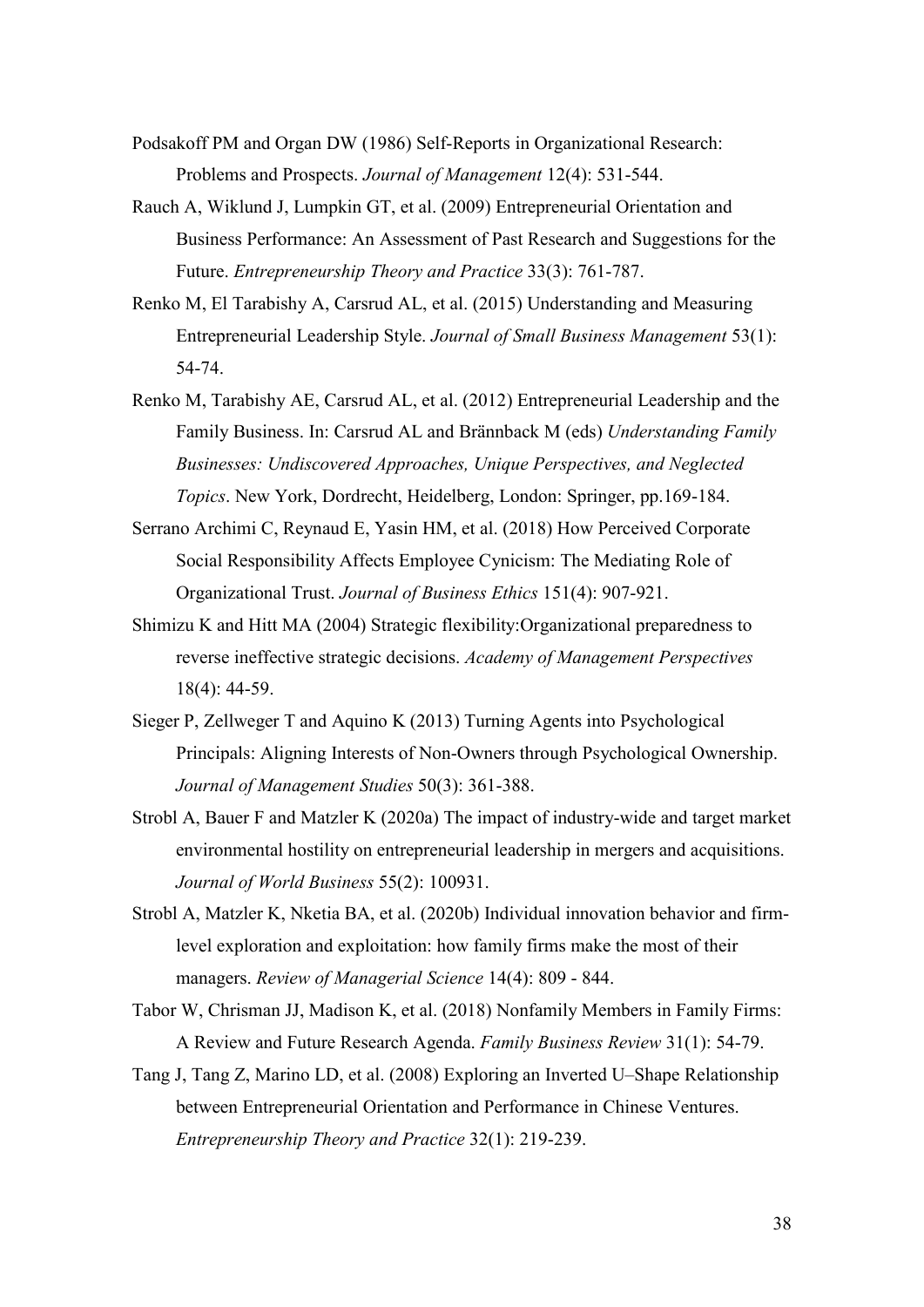Podsakoff PM and Organ DW (1986) Self-Reports in Organizational Research: Problems and Prospects. *Journal of Management* 12(4): 531-544.

Rauch A, Wiklund J, Lumpkin GT, et al. (2009) Entrepreneurial Orientation and Business Performance: An Assessment of Past Research and Suggestions for the Future. *Entrepreneurship Theory and Practice* 33(3): 761-787.

Renko M, El Tarabishy A, Carsrud AL, et al. (2015) Understanding and Measuring Entrepreneurial Leadership Style. *Journal of Small Business Management* 53(1): 54-74.

Renko M, Tarabishy AE, Carsrud AL, et al. (2012) Entrepreneurial Leadership and the Family Business. In: Carsrud AL and Brännback M (eds) *Understanding Family Businesses: Undiscovered Approaches, Unique Perspectives, and Neglected Topics*. New York, Dordrecht, Heidelberg, London: Springer, pp.169-184.

Serrano Archimi C, Reynaud E, Yasin HM, et al. (2018) How Perceived Corporate Social Responsibility Affects Employee Cynicism: The Mediating Role of Organizational Trust. *Journal of Business Ethics* 151(4): 907-921.

Shimizu K and Hitt MA (2004) Strategic flexibility:Organizational preparedness to reverse ineffective strategic decisions. *Academy of Management Perspectives* 18(4): 44-59.

Sieger P, Zellweger T and Aquino K (2013) Turning Agents into Psychological Principals: Aligning Interests of Non-Owners through Psychological Ownership. *Journal of Management Studies* 50(3): 361-388.

Strobl A, Bauer F and Matzler K (2020a) The impact of industry-wide and target market environmental hostility on entrepreneurial leadership in mergers and acquisitions. *Journal of World Business* 55(2): 100931.

Strobl A, Matzler K, Nketia BA, et al. (2020b) Individual innovation behavior and firm-level exploration and exploitation: how family firms make the most of their managers. *Review of Managerial Science* 14(4): 809 - 844.

Tabor W, Chrisman JJ, Madison K, et al. (2018) Nonfamily Members in Family Firms: A Review and Future Research Agenda. *Family Business Review* 31(1): 54-79.

Tang J, Tang Z, Marino LD, et al. (2008) Exploring an Inverted U–Shape Relationship between Entrepreneurial Orientation and Performance in Chinese Ventures. *Entrepreneurship Theory and Practice* 32(1): 219-239.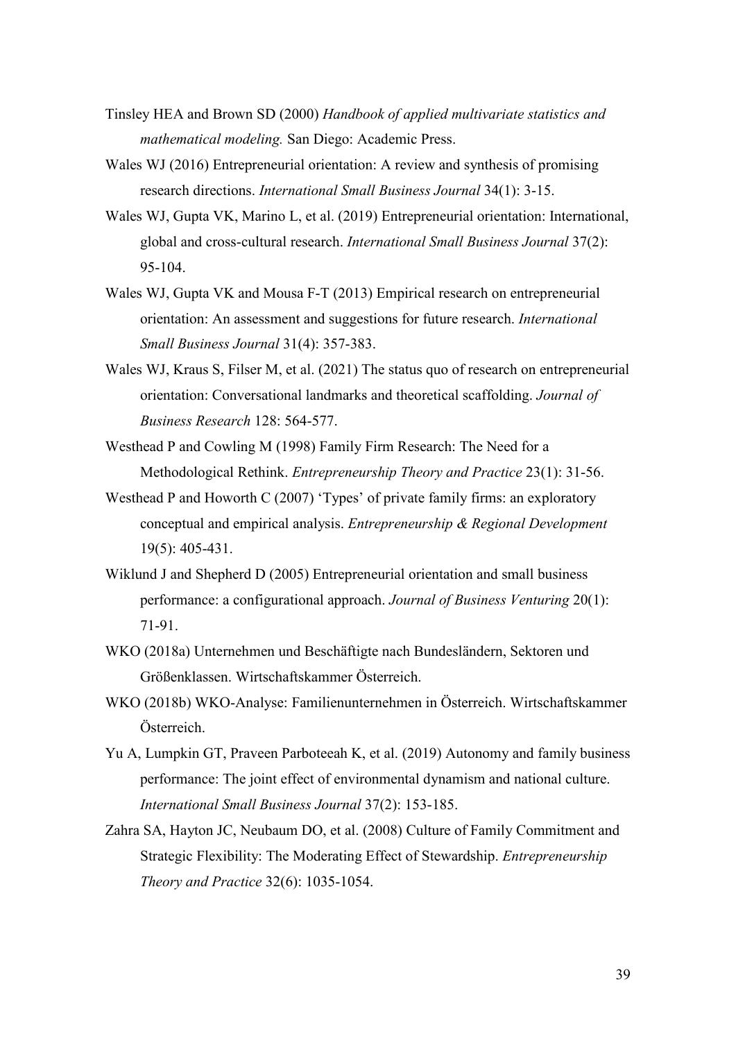Tinsley HEA and Brown SD (2000) *Handbook of applied multivariate statistics and mathematical modeling.* San Diego: Academic Press.

Wales WJ (2016) Entrepreneurial orientation: A review and synthesis of promising research directions. *International Small Business Journal* 34(1): 3-15.

Wales WJ, Gupta VK, Marino L, et al. (2019) Entrepreneurial orientation: International, global and cross-cultural research. *International Small Business Journal* 37(2): 95-104.

Wales WJ, Gupta VK and Mousa F-T (2013) Empirical research on entrepreneurial orientation: An assessment and suggestions for future research. *International Small Business Journal* 31(4): 357-383.

Wales WJ, Kraus S, Filser M, et al. (2021) The status quo of research on entrepreneurial orientation: Conversational landmarks and theoretical scaffolding. *Journal of Business Research* 128: 564-577.

Westhead P and Cowling M (1998) Family Firm Research: The Need for a Methodological Rethink. *Entrepreneurship Theory and Practice* 23(1): 31-56.

Westhead P and Howorth C (2007) 'Types' of private family firms: an exploratory conceptual and empirical analysis. *Entrepreneurship & Regional Development* 19(5): 405-431.

Wiklund J and Shepherd D (2005) Entrepreneurial orientation and small business performance: a configurational approach. *Journal of Business Venturing* 20(1): 71-91.

WKO (2018a) Unternehmen und Beschäftigte nach Bundesländern, Sektoren und Größenklassen. Wirtschaftskammer Österreich.

WKO (2018b) WKO-Analyse: Familienunternehmen in Österreich. Wirtschaftskammer Österreich.

Yu A, Lumpkin GT, Praveen Parboteeah K, et al. (2019) Autonomy and family business performance: The joint effect of environmental dynamism and national culture. *International Small Business Journal* 37(2): 153-185.

Zahra SA, Hayton JC, Neubaum DO, et al. (2008) Culture of Family Commitment and Strategic Flexibility: The Moderating Effect of Stewardship. *Entrepreneurship Theory and Practice* 32(6): 1035-1054.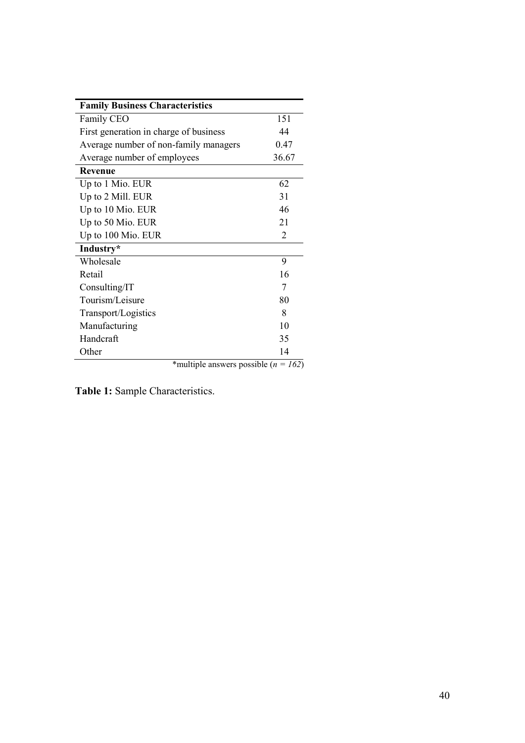| **Family Business Characteristics** | |
|---|---|
| Family CEO | 151 |
| First generation in charge of business | 44 |
| Average number of non-family managers | 0.47 |
| Average number of employees | 36.67 |
| **Revenue** | |
| Up to 1 Mio. EUR | 62 |
| Up to 2 Mill. EUR | 31 |
| Up to 10 Mio. EUR | 46 |
| Up to 50 Mio. EUR | 21 |
| Up to 100 Mio. EUR | 2 |
| **Industry*** | |
| Wholesale | 9 |
| Retail | 16 |
| Consulting/IT | 7 |
| Tourism/Leisure | 80 |
| Transport/Logistics | 8 |
| Manufacturing | 10 |
| Handcraft | 35 |
| Other | 14 |

*multiple answers possible ($n = 162$)

**Table 1:** Sample Characteristics.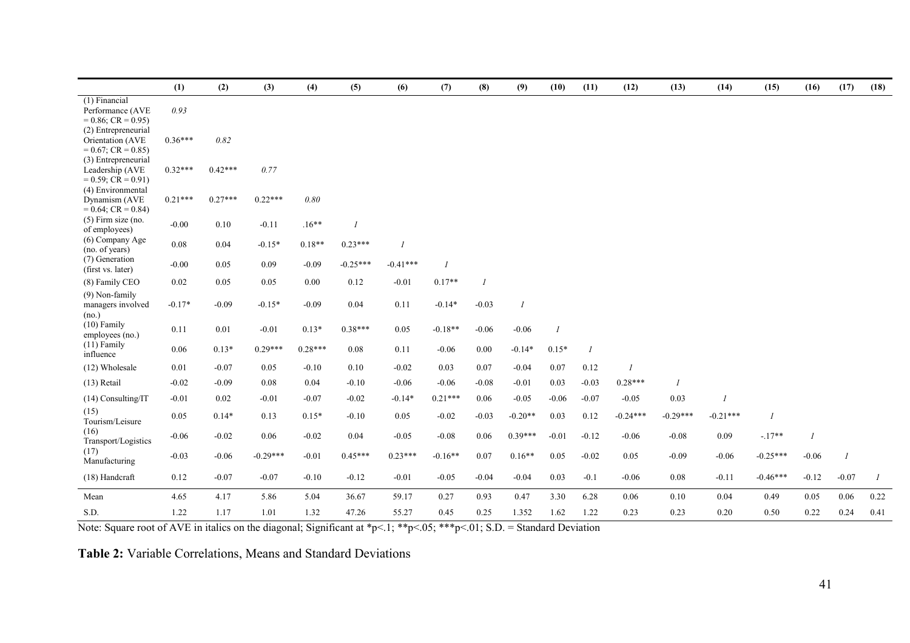| | (1) | (2) | (3) | (4) | (5) | (6) | (7) | (8) | (9) | (10) | (11) | (12) | (13) | (14) | (15) | (16) | (17) | (18) |
|---|---|---|---|---|---|---|---|---|---|---|---|---|---|---|---|---|---|---|
| (1) Financial Performance (AVE = 0.86; CR = 0.95) | *0.93* | | | | | | | | | | | | | | | | | |
| (2) Entrepreneurial Orientation (AVE = 0.67; CR = 0.85) | 0.36*** | *0.82* | | | | | | | | | | | | | | | | |
| (3) Entrepreneurial Leadership (AVE = 0.59; CR = 0.91) | 0.32*** | 0.42*** | *0.77* | | | | | | | | | | | | | | | |
| (4) Environmental Dynamism (AVE = 0.64; CR = 0.84) | 0.21*** | 0.27*** | 0.22*** | *0.80* | | | | | | | | | | | | | | |
| (5) Firm size (no. of employees) | -0.00 | 0.10 | -0.11 | .16** | *1* | | | | | | | | | | | | | |
| (6) Company Age (no. of years) | 0.08 | 0.04 | -0.15* | 0.18** | 0.23*** | *1* | | | | | | | | | | | | |
| (7) Generation (first vs. later) | -0.00 | 0.05 | 0.09 | -0.09 | -0.25*** | -0.41*** | *1* | | | | | | | | | | | |
| (8) Family CEO | 0.02 | 0.05 | 0.05 | 0.00 | 0.12 | -0.01 | 0.17** | *1* | | | | | | | | | | |
| (9) Non-family managers involved (no.) | -0.17* | -0.09 | -0.15* | -0.09 | 0.04 | 0.11 | -0.14* | -0.03 | *1* | | | | | | | | | |
| (10) Family employees (no.) | 0.11 | 0.01 | -0.01 | 0.13* | 0.38*** | 0.05 | -0.18** | -0.06 | -0.06 | *1* | | | | | | | | |
| (11) Family influence | 0.06 | 0.13* | 0.29*** | 0.28*** | 0.08 | 0.11 | -0.06 | 0.00 | -0.14* | 0.15* | *1* | | | | | | | |
| (12) Wholesale | 0.01 | -0.07 | 0.05 | -0.10 | 0.10 | -0.02 | 0.03 | 0.07 | -0.04 | 0.07 | 0.12 | *1* | | | | | | |
| (13) Retail | -0.02 | -0.09 | 0.08 | 0.04 | -0.10 | -0.06 | -0.06 | -0.08 | -0.01 | 0.03 | -0.03 | 0.28*** | *1* | | | | | |
| (14) Consulting/IT | -0.01 | 0.02 | -0.01 | -0.07 | -0.02 | -0.14* | 0.21*** | 0.06 | -0.05 | -0.06 | -0.07 | -0.05 | 0.03 | *1* | | | | |
| (15) Tourism/Leisure | 0.05 | 0.14* | 0.13 | 0.15* | -0.10 | 0.05 | -0.02 | -0.03 | -0.20** | 0.03 | 0.12 | -0.24*** | -0.29*** | -0.21*** | *1* | | | |
| (16) Transport/Logistics | -0.06 | -0.02 | 0.06 | -0.02 | 0.04 | -0.05 | -0.08 | 0.06 | 0.39*** | -0.01 | -0.12 | -0.06 | -0.08 | 0.09 | -.17** | *1* | | |
| (17) Manufacturing | -0.03 | -0.06 | -0.29*** | -0.01 | 0.45*** | 0.23*** | -0.16** | 0.07 | 0.16** | 0.05 | -0.02 | 0.05 | -0.09 | -0.06 | -0.25*** | -0.06 | *1* | |
| (18) Handcraft | 0.12 | -0.07 | -0.07 | -0.10 | -0.12 | -0.01 | -0.05 | -0.04 | -0.04 | 0.03 | -0.1 | -0.06 | 0.08 | -0.11 | -0.46*** | -0.12 | -0.07 | *1* |
| Mean | 4.65 | 4.17 | 5.86 | 5.04 | 36.67 | 59.17 | 0.27 | 0.93 | 0.47 | 3.30 | 6.28 | 0.06 | 0.10 | 0.04 | 0.49 | 0.05 | 0.06 | 0.22 |
| S.D. | 1.22 | 1.17 | 1.01 | 1.32 | 47.26 | 55.27 | 0.45 | 0.25 | 1.352 | 1.62 | 1.22 | 0.23 | 0.23 | 0.20 | 0.50 | 0.22 | 0.24 | 0.41 |

Note: Square root of AVE in italics on the diagonal; Significant at $*p<.1$; $**p<.05$; $***p<.01$; S.D. = Standard Deviation

**Table 2:** Variable Correlations, Means and Standard Deviations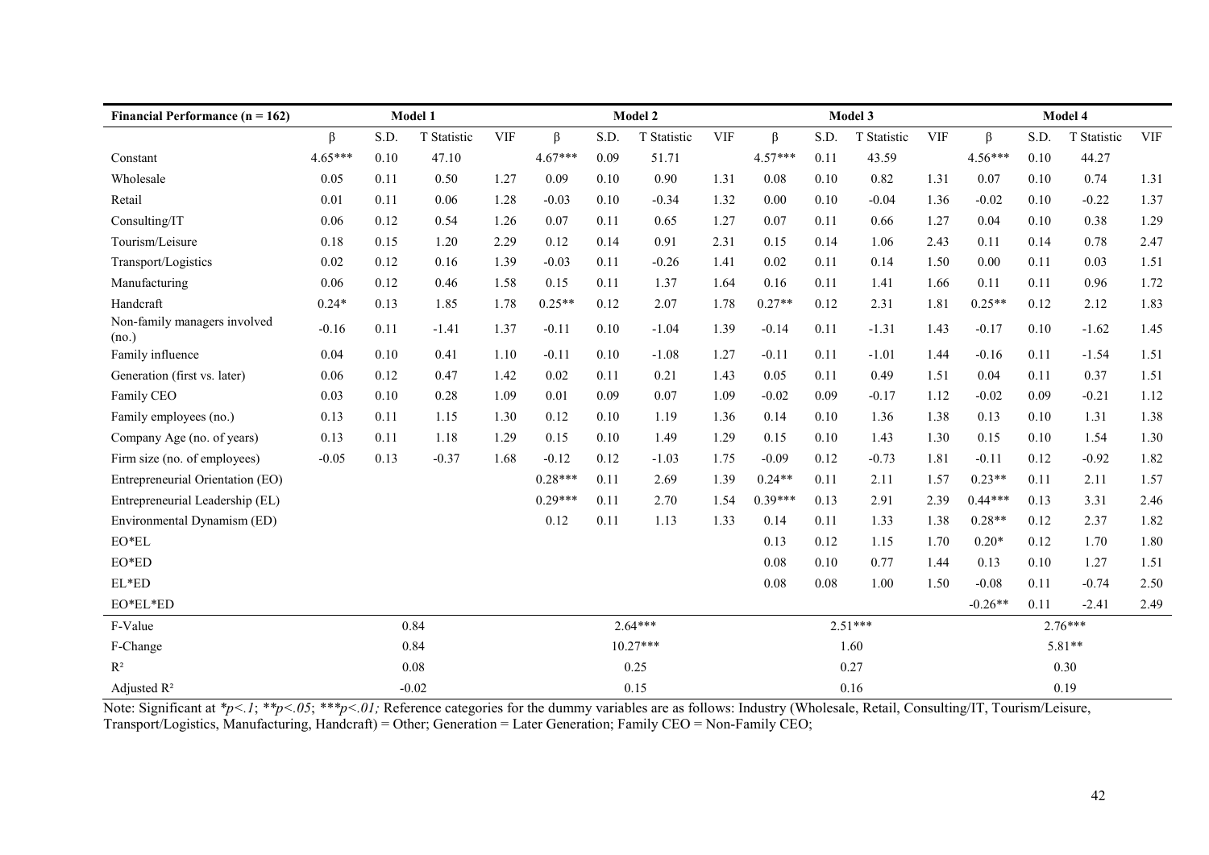| Financial Performance (n = 162) | Model 1 | | | | Model 2 | | | | Model 3 | | | | Model 4 | | | |
|---|---|---|---|---|---|---|---|---|---|---|---|---|---|---|---|---|
| | β | S.D. | T Statistic | VIF | β | S.D. | T Statistic | VIF | β | S.D. | T Statistic | VIF | β | S.D. | T Statistic | VIF |
| Constant | 4.65*** | 0.10 | 47.10 | | 4.67*** | 0.09 | 51.71 | | 4.57*** | 0.11 | 43.59 | | 4.56*** | 0.10 | 44.27 | |
| Wholesale | 0.05 | 0.11 | 0.50 | 1.27 | 0.09 | 0.10 | 0.90 | 1.31 | 0.08 | 0.10 | 0.82 | 1.31 | 0.07 | 0.10 | 0.74 | 1.31 |
| Retail | 0.01 | 0.11 | 0.06 | 1.28 | -0.03 | 0.10 | -0.34 | 1.32 | 0.00 | 0.10 | -0.04 | 1.36 | -0.02 | 0.10 | -0.22 | 1.37 |
| Consulting/IT | 0.06 | 0.12 | 0.54 | 1.26 | 0.07 | 0.11 | 0.65 | 1.27 | 0.07 | 0.11 | 0.66 | 1.27 | 0.04 | 0.10 | 0.38 | 1.29 |
| Tourism/Leisure | 0.18 | 0.15 | 1.20 | 2.29 | 0.12 | 0.14 | 0.91 | 2.31 | 0.15 | 0.14 | 1.06 | 2.43 | 0.11 | 0.14 | 0.78 | 2.47 |
| Transport/Logistics | 0.02 | 0.12 | 0.16 | 1.39 | -0.03 | 0.11 | -0.26 | 1.41 | 0.02 | 0.11 | 0.14 | 1.50 | 0.00 | 0.11 | 0.03 | 1.51 |
| Manufacturing | 0.06 | 0.12 | 0.46 | 1.58 | 0.15 | 0.11 | 1.37 | 1.64 | 0.16 | 0.11 | 1.41 | 1.66 | 0.11 | 0.11 | 0.96 | 1.72 |
| Handcraft | 0.24* | 0.13 | 1.85 | 1.78 | 0.25** | 0.12 | 2.07 | 1.78 | 0.27** | 0.12 | 2.31 | 1.81 | 0.25** | 0.12 | 2.12 | 1.83 |
| Non-family managers involved (no.) | -0.16 | 0.11 | -1.41 | 1.37 | -0.11 | 0.10 | -1.04 | 1.39 | -0.14 | 0.11 | -1.31 | 1.43 | -0.17 | 0.10 | -1.62 | 1.45 |
| Family influence | 0.04 | 0.10 | 0.41 | 1.10 | -0.11 | 0.10 | -1.08 | 1.27 | -0.11 | 0.11 | -1.01 | 1.44 | -0.16 | 0.11 | -1.54 | 1.51 |
| Generation (first vs. later) | 0.06 | 0.12 | 0.47 | 1.42 | 0.02 | 0.11 | 0.21 | 1.43 | 0.05 | 0.11 | 0.49 | 1.51 | 0.04 | 0.11 | 0.37 | 1.51 |
| Family CEO | 0.03 | 0.10 | 0.28 | 1.09 | 0.01 | 0.09 | 0.07 | 1.09 | -0.02 | 0.09 | -0.17 | 1.12 | -0.02 | 0.09 | -0.21 | 1.12 |
| Family employees (no.) | 0.13 | 0.11 | 1.15 | 1.30 | 0.12 | 0.10 | 1.19 | 1.36 | 0.14 | 0.10 | 1.36 | 1.38 | 0.13 | 0.10 | 1.31 | 1.38 |
| Company Age (no. of years) | 0.13 | 0.11 | 1.18 | 1.29 | 0.15 | 0.10 | 1.49 | 1.29 | 0.15 | 0.10 | 1.43 | 1.30 | 0.15 | 0.10 | 1.54 | 1.30 |
| Firm size (no. of employees) | -0.05 | 0.13 | -0.37 | 1.68 | -0.12 | 0.12 | -1.03 | 1.75 | -0.09 | 0.12 | -0.73 | 1.81 | -0.11 | 0.12 | -0.92 | 1.82 |
| Entrepreneurial Orientation (EO) | | | | | 0.28*** | 0.11 | 2.69 | 1.39 | 0.24** | 0.11 | 2.11 | 1.57 | 0.23** | 0.11 | 2.11 | 1.57 |
| Entrepreneurial Leadership (EL) | | | | | 0.29*** | 0.11 | 2.70 | 1.54 | 0.39*** | 0.13 | 2.91 | 2.39 | 0.44*** | 0.13 | 3.31 | 2.46 |
| Environmental Dynamism (ED) | | | | | 0.12 | 0.11 | 1.13 | 1.33 | 0.14 | 0.11 | 1.33 | 1.38 | 0.28** | 0.12 | 2.37 | 1.82 |
| EO*EL | | | | | | | | | 0.13 | 0.12 | 1.15 | 1.70 | 0.20* | 0.12 | 1.70 | 1.80 |
| EO*ED | | | | | | | | | 0.08 | 0.10 | 0.77 | 1.44 | 0.13 | 0.10 | 1.27 | 1.51 |
| EL*ED | | | | | | | | | 0.08 | 0.08 | 1.00 | 1.50 | -0.08 | 0.11 | -0.74 | 2.50 |
| EO*EL*ED | | | | | | | | | | | | | -0.26** | 0.11 | -2.41 | 2.49 |
| F-Value | 0.84 | | | | 2.64*** | | | | 2.51*** | | | | 2.76*** | | | |
| F-Change | 0.84 | | | | 10.27*** | | | | 1.60 | | | | 5.81** | | | |
| $R^2$ | 0.08 | | | | 0.25 | | | | 0.27 | | | | 0.30 | | | |
| Adjusted $R^2$ | -0.02 | | | | 0.15 | | | | 0.16 | | | | 0.19 | | | |

Note: Significant at *$*p<.1$*; *$**p<.05$*; *$***p<.01$;* Reference categories for the dummy variables are as follows: Industry (Wholesale, Retail, Consulting/IT, Tourism/Leisure, Transport/Logistics, Manufacturing, Handcraft) = Other; Generation = Later Generation; Family CEO = Non-Family CEO;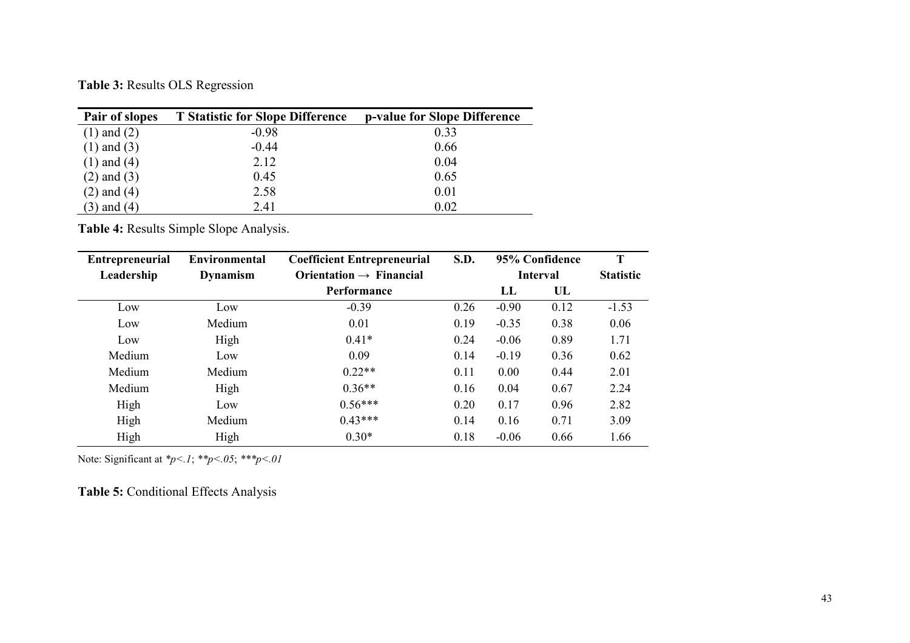**Table 3:** Results OLS Regression

| Pair of slopes | T Statistic for Slope Difference | p-value for Slope Difference |
|---|---|---|
| (1) and (2) | -0.98 | 0.33 |
| (1) and (3) | -0.44 | 0.66 |
| (1) and (4) | 2.12 | 0.04 |
| (2) and (3) | 0.45 | 0.65 |
| (2) and (4) | 2.58 | 0.01 |
| (3) and (4) | 2.41 | 0.02 |

**Table 4:** Results Simple Slope Analysis.

| Entrepreneurial Leadership | Environmental Dynamism | Coefficient Entrepreneurial Orientation → Financial Performance | S.D. | 95% Confidence Interval | | T Statistic |
|---|---|---|---|---|---|---|
| | | | | LL | UL | |
| Low | Low | -0.39 | 0.26 | -0.90 | 0.12 | -1.53 |
| Low | Medium | 0.01 | 0.19 | -0.35 | 0.38 | 0.06 |
| Low | High | 0.41* | 0.24 | -0.06 | 0.89 | 1.71 |
| Medium | Low | 0.09 | 0.14 | -0.19 | 0.36 | 0.62 |
| Medium | Medium | 0.22** | 0.11 | 0.00 | 0.44 | 2.01 |
| Medium | High | 0.36** | 0.16 | 0.04 | 0.67 | 2.24 |
| High | Low | 0.56*** | 0.20 | 0.17 | 0.96 | 2.82 |
| High | Medium | 0.43*** | 0.14 | 0.16 | 0.71 | 3.09 |
| High | High | 0.30* | 0.18 | -0.06 | 0.66 | 1.66 |

Note: Significant at *$p<.1$*; *$p<.05$*; *$p<.01$* (marked *, **, *** respectively)

**Table 5:** Conditional Effects Analysis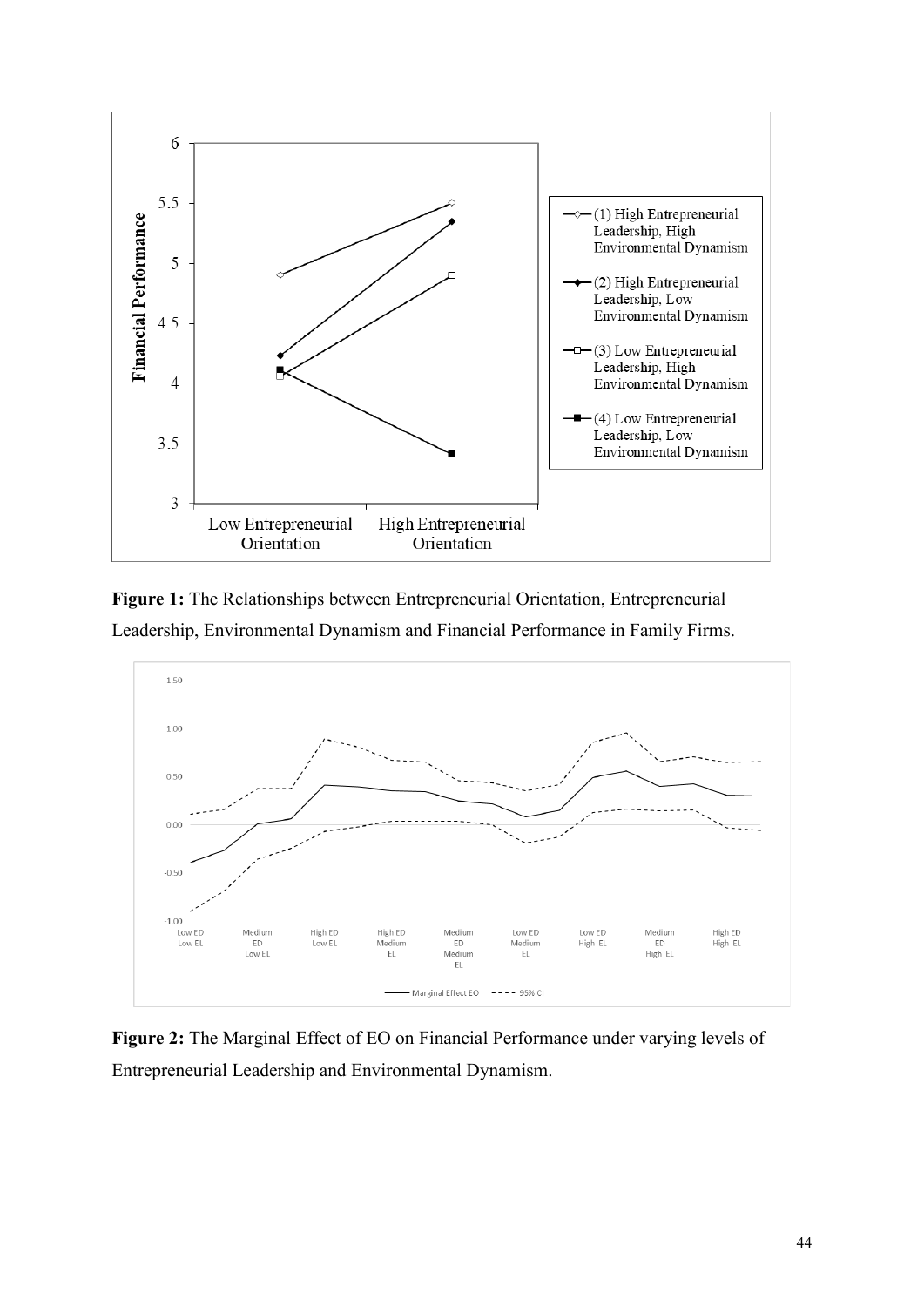**Figure 1:** The Relationships between Entrepreneurial Orientation, Entrepreneurial Leadership, Environmental Dynamism and Financial Performance in Family Firms.

**Figure 2:** The Marginal Effect of EO on Financial Performance under varying levels of Entrepreneurial Leadership and Environmental Dynamism.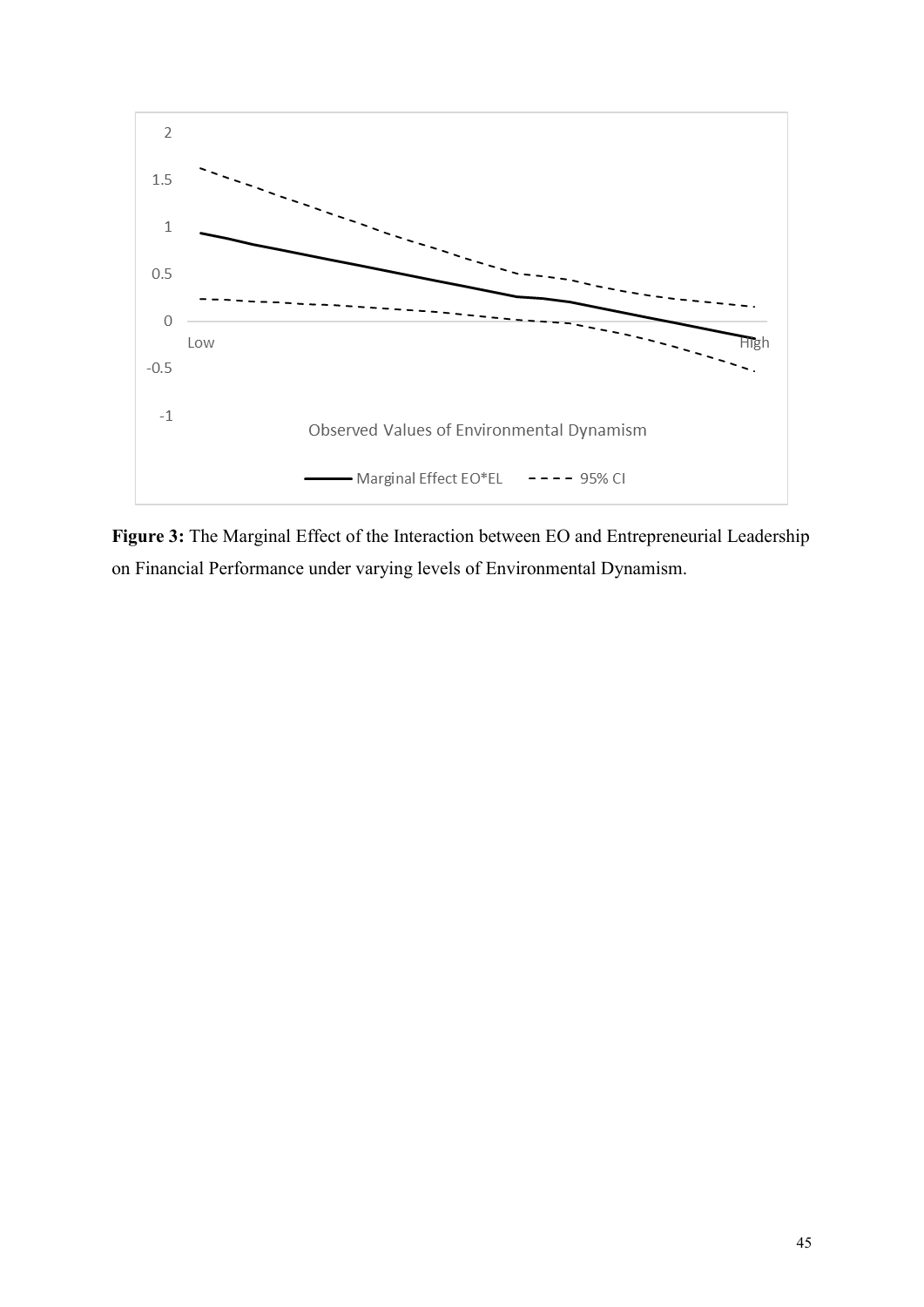2
1.5
1
0.5
0
-0.5
-1

Low
High

Observed Values of Environmental Dynamism

Marginal Effect EO*EL
95% CI

**Figure 3:** The Marginal Effect of the Interaction between EO and Entrepreneurial Leadership on Financial Performance under varying levels of Environmental Dynamism.